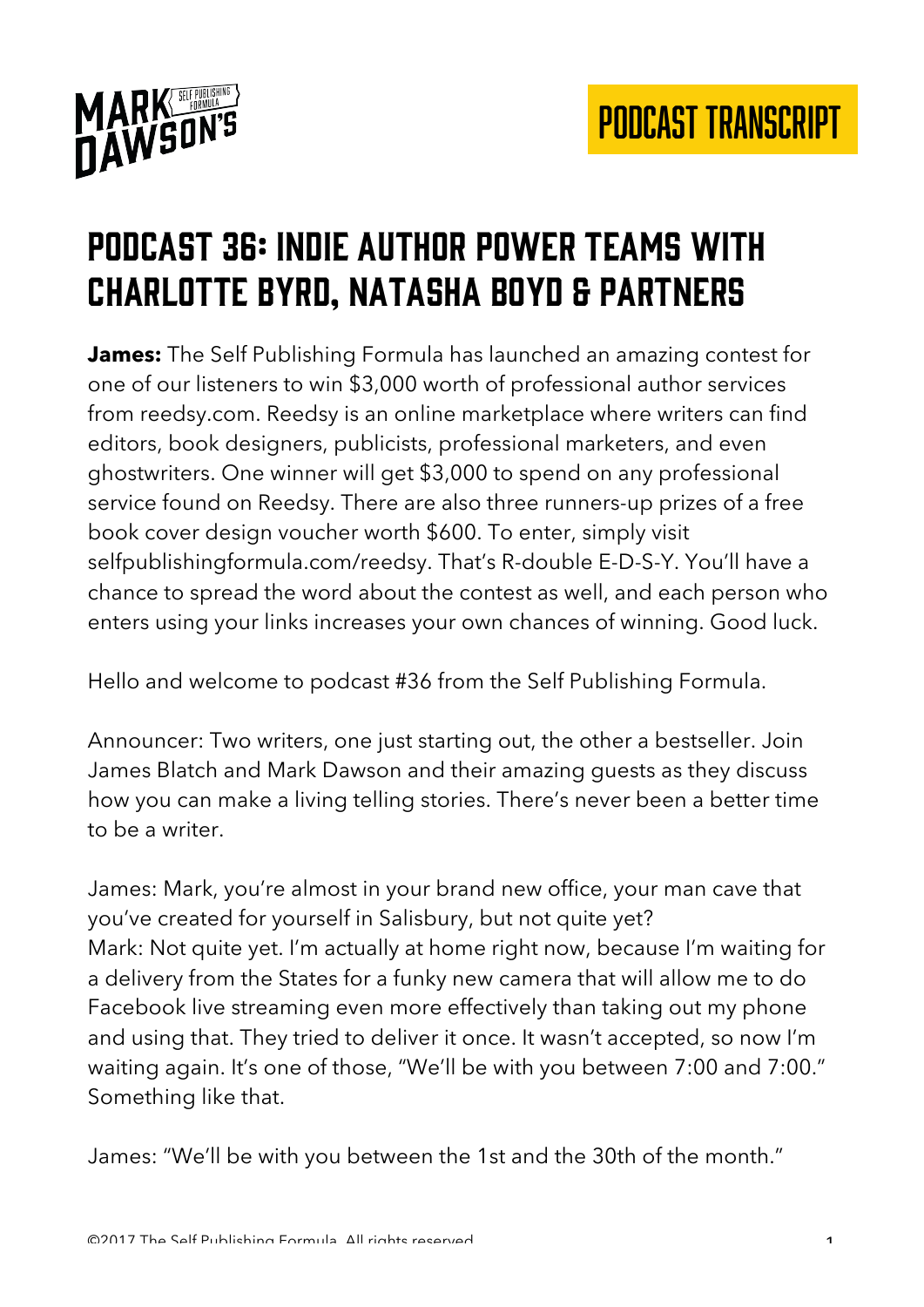# PODCAST 36: INDIE AUTHOR POWER TEAMS WITH CHARLOTTE BYRD, NATASHA BOYD & PARTNERS

**James:** The Self Publishing Formula has launched an amazing contest for one of our listeners to win $3,000 worth of professional author services from reedsy.com. Reedsy is an online marketplace where writers can find editors, book designers, publicists, professional marketers, and even ghostwriters. One winner will get $3,000 to spend on any professional service found on Reedsy. There are also three runners-up prizes of a free book cover design voucher worth $600. To enter, simply visit selfpublishingformula.com/reedsy. That's R-double E-D-S-Y. You'll have a chance to spread the word about the contest as well, and each person who enters using your links increases your own chances of winning. Good luck.

Hello and welcome to podcast #36 from the Self Publishing Formula.

Announcer: Two writers, one just starting out, the other a bestseller. Join James Blatch and Mark Dawson and their amazing guests as they discuss how you can make a living telling stories. There's never been a better time to be a writer.

James: Mark, you're almost in your brand new office, your man cave that you've created for yourself in Salisbury, but not quite yet?

Mark: Not quite yet. I'm actually at home right now, because I'm waiting for a delivery from the States for a funky new camera that will allow me to do Facebook live streaming even more effectively than taking out my phone and using that. They tried to deliver it once. It wasn't accepted, so now I'm waiting again. It's one of those, "We'll be with you between 7:00 and 7:00." Something like that.

James: "We'll be with you between the 1st and the 30th of the month."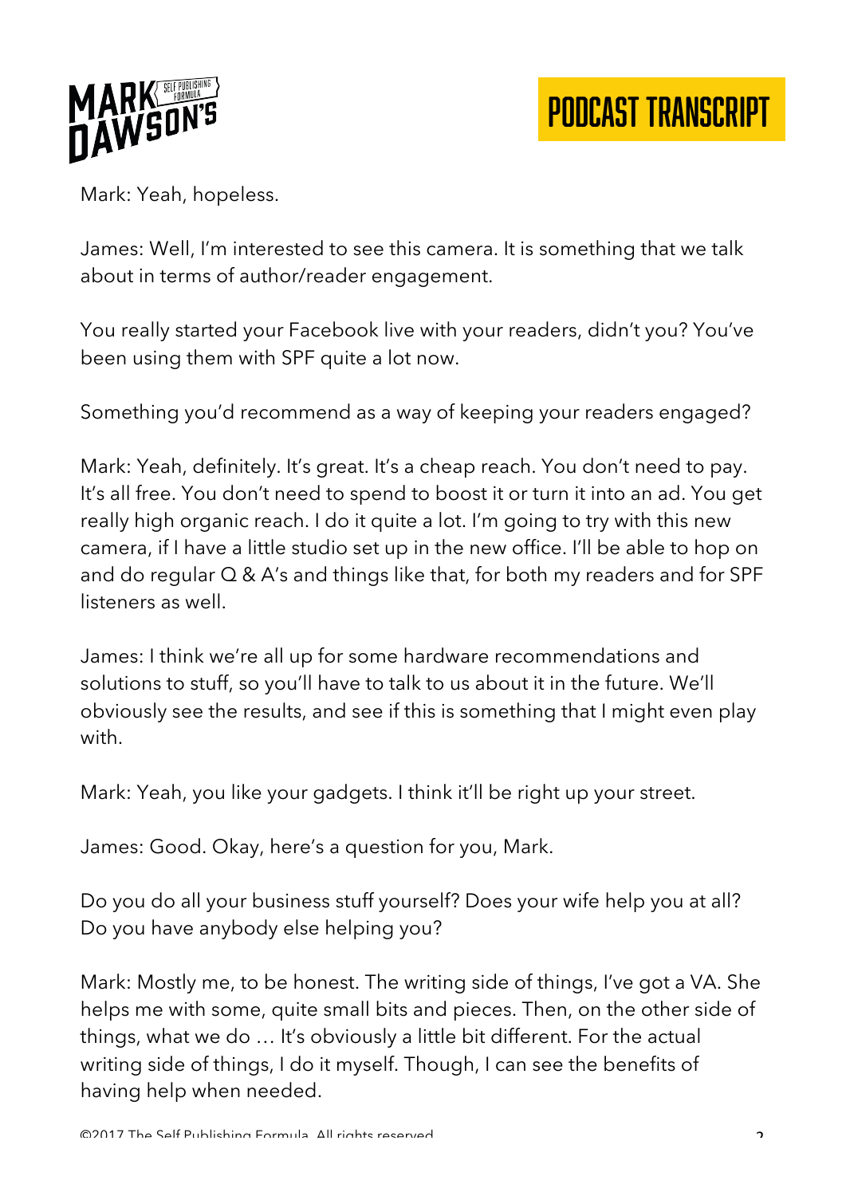Mark: Yeah, hopeless.

James: Well, I'm interested to see this camera. It is something that we talk about in terms of author/reader engagement.

You really started your Facebook live with your readers, didn't you? You've been using them with SPF quite a lot now.

Something you'd recommend as a way of keeping your readers engaged?

Mark: Yeah, definitely. It's great. It's a cheap reach. You don't need to pay. It's all free. You don't need to spend to boost it or turn it into an ad. You get really high organic reach. I do it quite a lot. I'm going to try with this new camera, if I have a little studio set up in the new office. I'll be able to hop on and do regular Q & A's and things like that, for both my readers and for SPF listeners as well.

James: I think we're all up for some hardware recommendations and solutions to stuff, so you'll have to talk to us about it in the future. We'll obviously see the results, and see if this is something that I might even play with.

Mark: Yeah, you like your gadgets. I think it'll be right up your street.

James: Good. Okay, here's a question for you, Mark.

Do you do all your business stuff yourself? Does your wife help you at all? Do you have anybody else helping you?

Mark: Mostly me, to be honest. The writing side of things, I've got a VA. She helps me with some, quite small bits and pieces. Then, on the other side of things, what we do … It's obviously a little bit different. For the actual writing side of things, I do it myself. Though, I can see the benefits of having help when needed.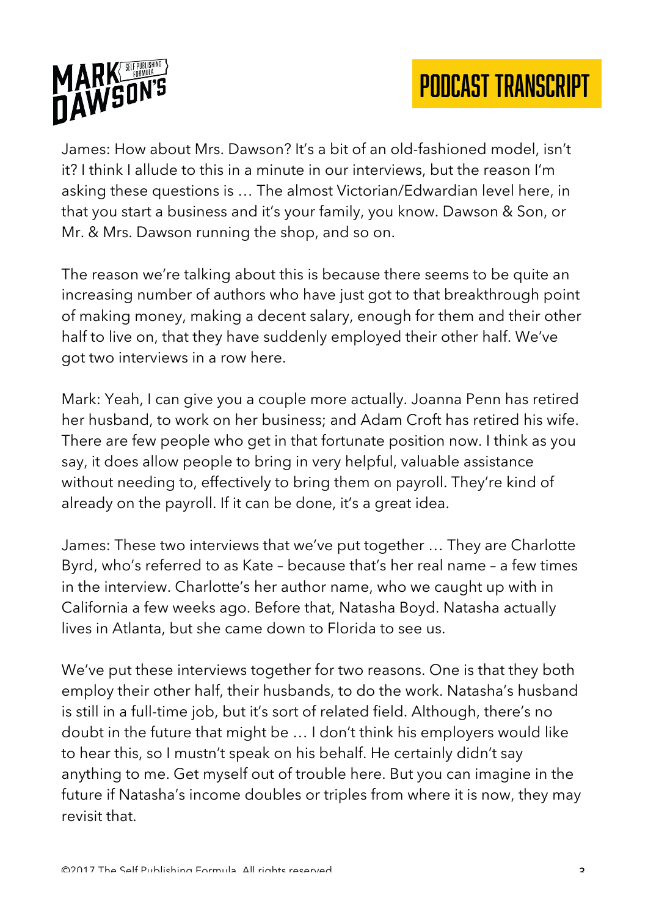James: How about Mrs. Dawson? It's a bit of an old-fashioned model, isn't it? I think I allude to this in a minute in our interviews, but the reason I'm asking these questions is … The almost Victorian/Edwardian level here, in that you start a business and it's your family, you know. Dawson & Son, or Mr. & Mrs. Dawson running the shop, and so on.

The reason we're talking about this is because there seems to be quite an increasing number of authors who have just got to that breakthrough point of making money, making a decent salary, enough for them and their other half to live on, that they have suddenly employed their other half. We've got two interviews in a row here.

Mark: Yeah, I can give you a couple more actually. Joanna Penn has retired her husband, to work on her business; and Adam Croft has retired his wife. There are few people who get in that fortunate position now. I think as you say, it does allow people to bring in very helpful, valuable assistance without needing to, effectively to bring them on payroll. They're kind of already on the payroll. If it can be done, it's a great idea.

James: These two interviews that we've put together … They are Charlotte Byrd, who's referred to as Kate – because that's her real name – a few times in the interview. Charlotte's her author name, who we caught up with in California a few weeks ago. Before that, Natasha Boyd. Natasha actually lives in Atlanta, but she came down to Florida to see us.

We've put these interviews together for two reasons. One is that they both employ their other half, their husbands, to do the work. Natasha's husband is still in a full-time job, but it's sort of related field. Although, there's no doubt in the future that might be … I don't think his employers would like to hear this, so I mustn't speak on his behalf. He certainly didn't say anything to me. Get myself out of trouble here. But you can imagine in the future if Natasha's income doubles or triples from where it is now, they may revisit that.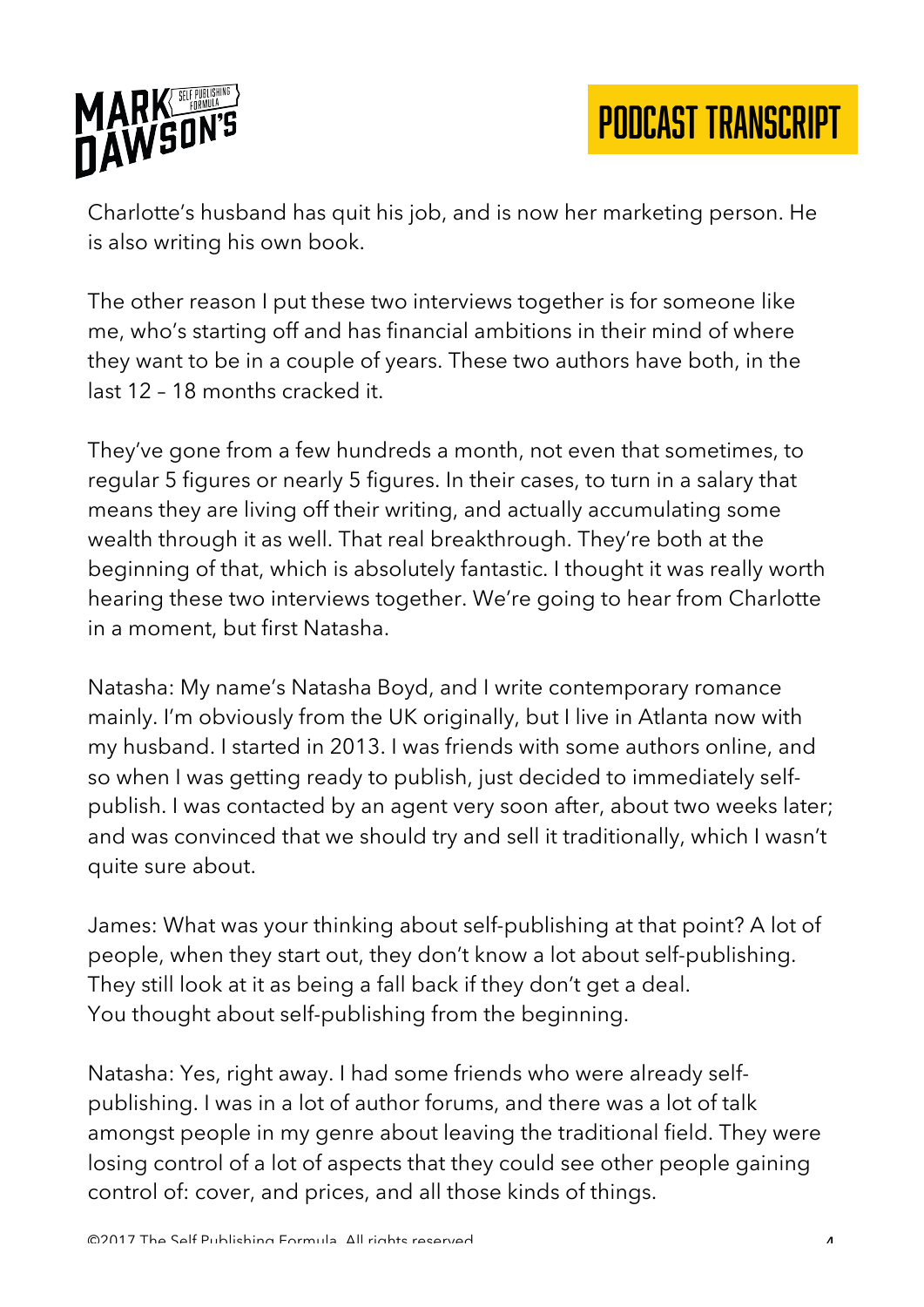Charlotte's husband has quit his job, and is now her marketing person. He is also writing his own book.

The other reason I put these two interviews together is for someone like me, who's starting off and has financial ambitions in their mind of where they want to be in a couple of years. These two authors have both, in the last 12 – 18 months cracked it.

They've gone from a few hundreds a month, not even that sometimes, to regular 5 figures or nearly 5 figures. In their cases, to turn in a salary that means they are living off their writing, and actually accumulating some wealth through it as well. That real breakthrough. They're both at the beginning of that, which is absolutely fantastic. I thought it was really worth hearing these two interviews together. We're going to hear from Charlotte in a moment, but first Natasha.

Natasha: My name's Natasha Boyd, and I write contemporary romance mainly. I'm obviously from the UK originally, but I live in Atlanta now with my husband. I started in 2013. I was friends with some authors online, and so when I was getting ready to publish, just decided to immediately self-publish. I was contacted by an agent very soon after, about two weeks later; and was convinced that we should try and sell it traditionally, which I wasn't quite sure about.

James: What was your thinking about self-publishing at that point? A lot of people, when they start out, they don't know a lot about self-publishing. They still look at it as being a fall back if they don't get a deal. You thought about self-publishing from the beginning.

Natasha: Yes, right away. I had some friends who were already self-publishing. I was in a lot of author forums, and there was a lot of talk amongst people in my genre about leaving the traditional field. They were losing control of a lot of aspects that they could see other people gaining control of: cover, and prices, and all those kinds of things.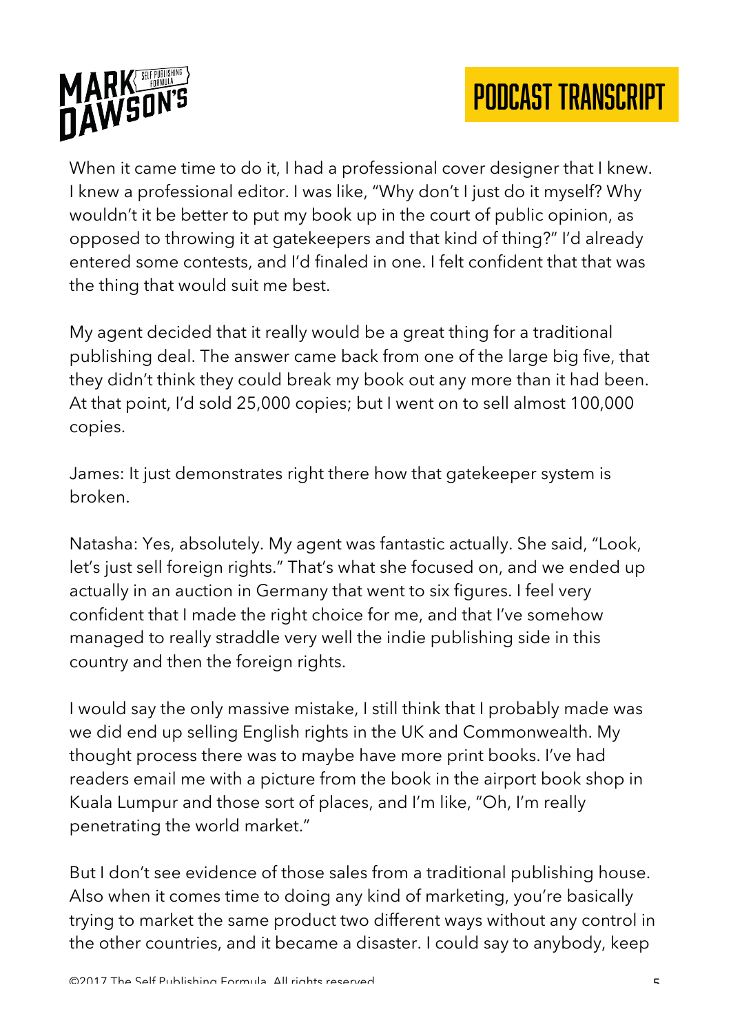When it came time to do it, I had a professional cover designer that I knew. I knew a professional editor. I was like, "Why don't I just do it myself? Why wouldn't it be better to put my book up in the court of public opinion, as opposed to throwing it at gatekeepers and that kind of thing?" I'd already entered some contests, and I'd finaled in one. I felt confident that that was the thing that would suit me best.

My agent decided that it really would be a great thing for a traditional publishing deal. The answer came back from one of the large big five, that they didn't think they could break my book out any more than it had been. At that point, I'd sold 25,000 copies; but I went on to sell almost 100,000 copies.

James: It just demonstrates right there how that gatekeeper system is broken.

Natasha: Yes, absolutely. My agent was fantastic actually. She said, "Look, let's just sell foreign rights." That's what she focused on, and we ended up actually in an auction in Germany that went to six figures. I feel very confident that I made the right choice for me, and that I've somehow managed to really straddle very well the indie publishing side in this country and then the foreign rights.

I would say the only massive mistake, I still think that I probably made was we did end up selling English rights in the UK and Commonwealth. My thought process there was to maybe have more print books. I've had readers email me with a picture from the book in the airport book shop in Kuala Lumpur and those sort of places, and I'm like, "Oh, I'm really penetrating the world market."

But I don't see evidence of those sales from a traditional publishing house. Also when it comes time to doing any kind of marketing, you're basically trying to market the same product two different ways without any control in the other countries, and it became a disaster. I could say to anybody, keep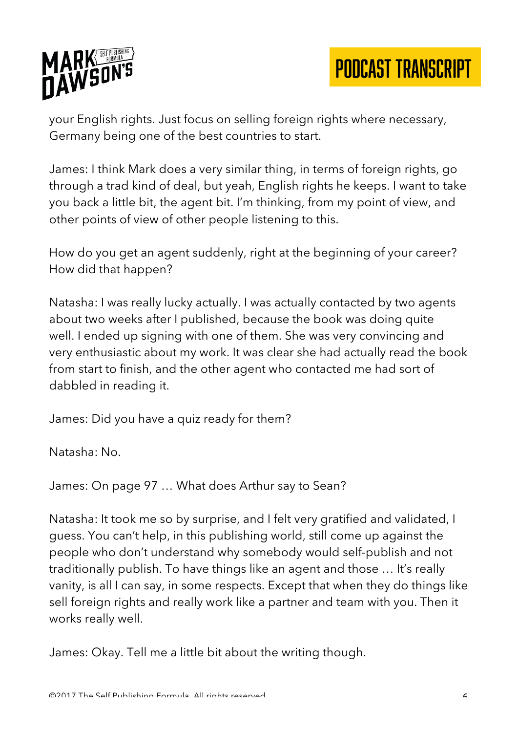your English rights. Just focus on selling foreign rights where necessary, Germany being one of the best countries to start.

James: I think Mark does a very similar thing, in terms of foreign rights, go through a trad kind of deal, but yeah, English rights he keeps. I want to take you back a little bit, the agent bit. I'm thinking, from my point of view, and other points of view of other people listening to this.

How do you get an agent suddenly, right at the beginning of your career? How did that happen?

Natasha: I was really lucky actually. I was actually contacted by two agents about two weeks after I published, because the book was doing quite well. I ended up signing with one of them. She was very convincing and very enthusiastic about my work. It was clear she had actually read the book from start to finish, and the other agent who contacted me had sort of dabbled in reading it.

James: Did you have a quiz ready for them?

Natasha: No.

James: On page 97 … What does Arthur say to Sean?

Natasha: It took me so by surprise, and I felt very gratified and validated, I guess. You can't help, in this publishing world, still come up against the people who don't understand why somebody would self-publish and not traditionally publish. To have things like an agent and those … It's really vanity, is all I can say, in some respects. Except that when they do things like sell foreign rights and really work like a partner and team with you. Then it works really well.

James: Okay. Tell me a little bit about the writing though.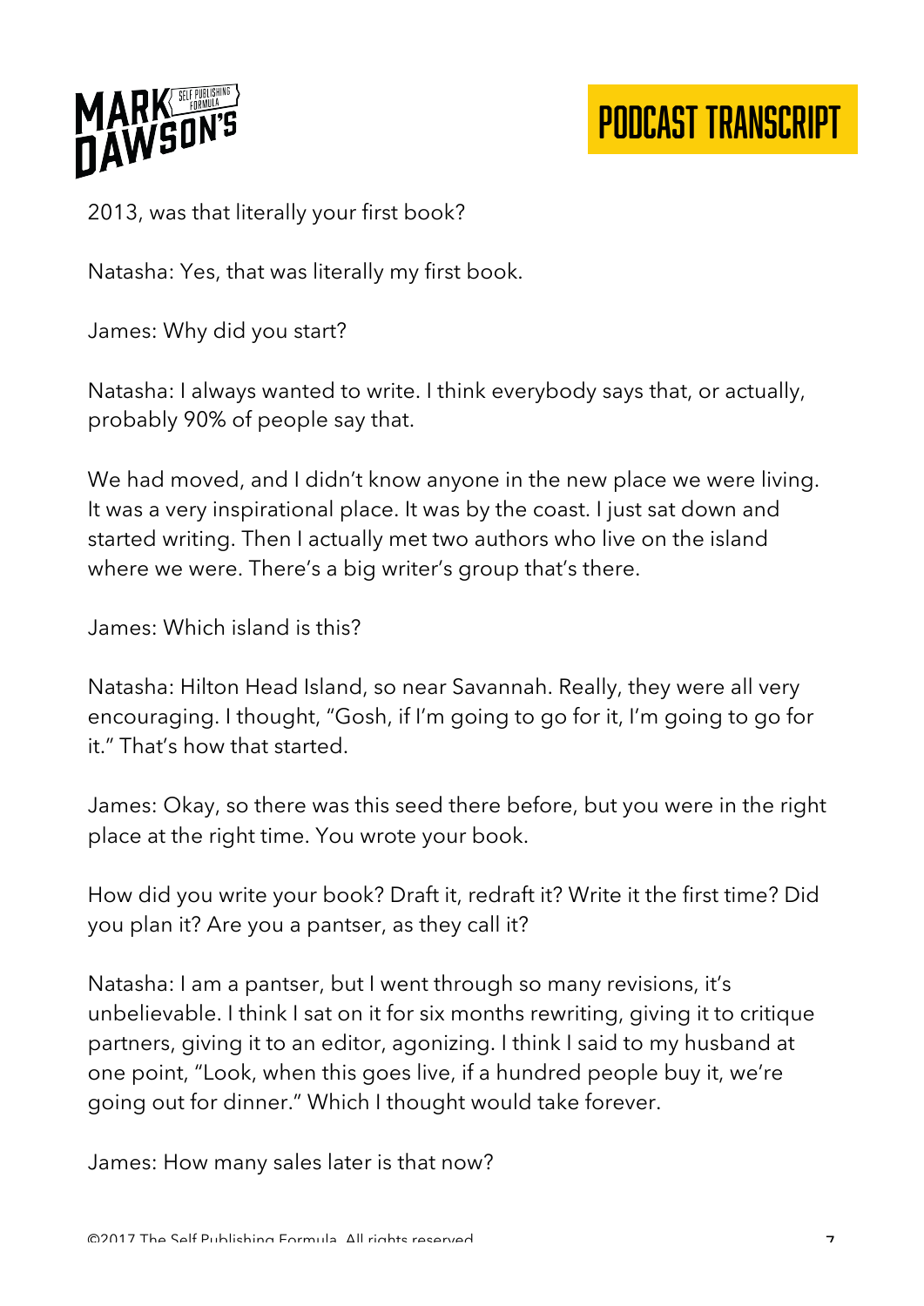2013, was that literally your first book?

Natasha: Yes, that was literally my first book.

James: Why did you start?

Natasha: I always wanted to write. I think everybody says that, or actually, probably 90% of people say that.

We had moved, and I didn't know anyone in the new place we were living. It was a very inspirational place. It was by the coast. I just sat down and started writing. Then I actually met two authors who live on the island where we were. There's a big writer's group that's there.

James: Which island is this?

Natasha: Hilton Head Island, so near Savannah. Really, they were all very encouraging. I thought, "Gosh, if I'm going to go for it, I'm going to go for it." That's how that started.

James: Okay, so there was this seed there before, but you were in the right place at the right time. You wrote your book.

How did you write your book? Draft it, redraft it? Write it the first time? Did you plan it? Are you a pantser, as they call it?

Natasha: I am a pantser, but I went through so many revisions, it's unbelievable. I think I sat on it for six months rewriting, giving it to critique partners, giving it to an editor, agonizing. I think I said to my husband at one point, "Look, when this goes live, if a hundred people buy it, we're going out for dinner." Which I thought would take forever.

James: How many sales later is that now?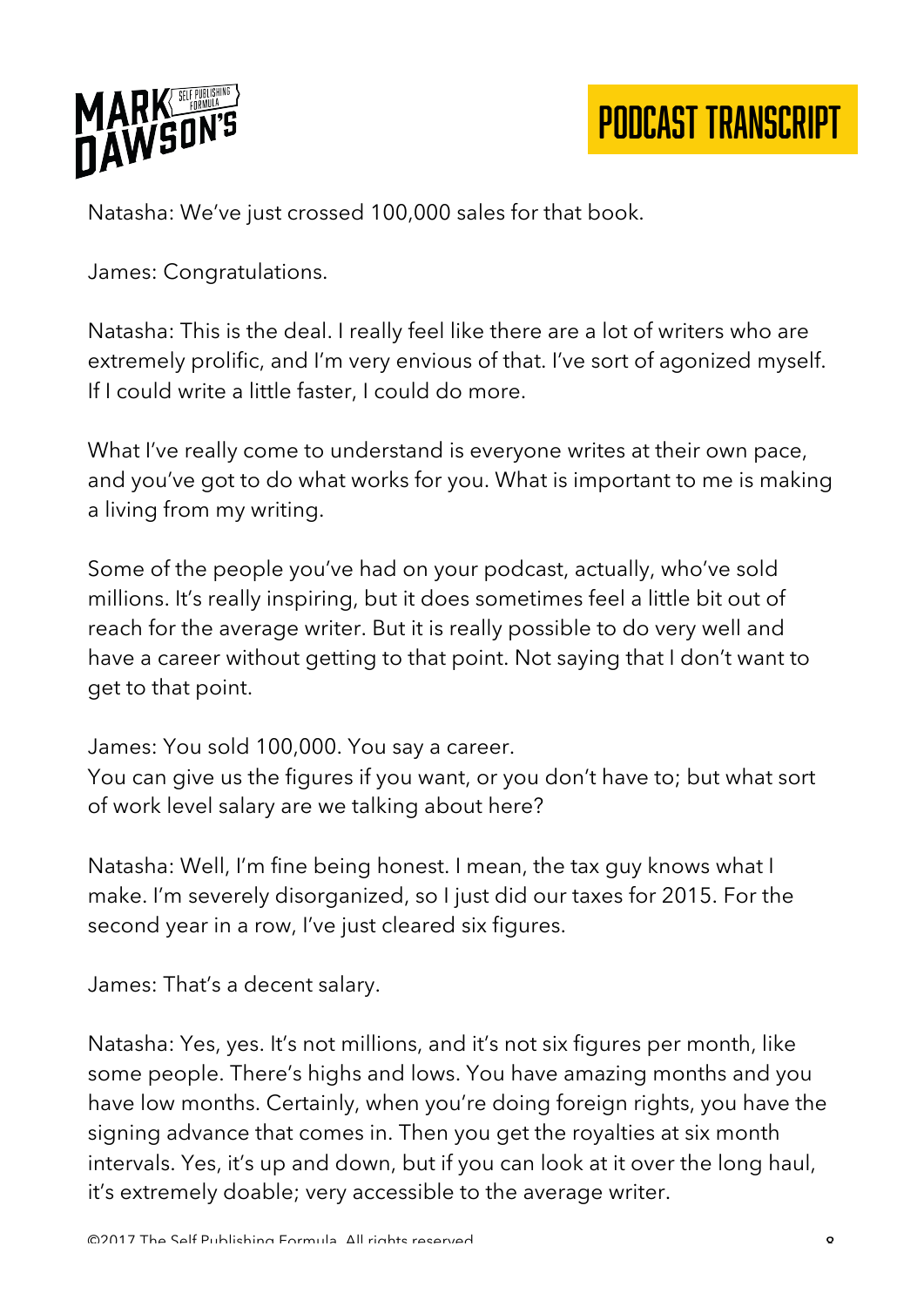Natasha: We've just crossed 100,000 sales for that book.

James: Congratulations.

Natasha: This is the deal. I really feel like there are a lot of writers who are extremely prolific, and I'm very envious of that. I've sort of agonized myself. If I could write a little faster, I could do more.

What I've really come to understand is everyone writes at their own pace, and you've got to do what works for you. What is important to me is making a living from my writing.

Some of the people you've had on your podcast, actually, who've sold millions. It's really inspiring, but it does sometimes feel a little bit out of reach for the average writer. But it is really possible to do very well and have a career without getting to that point. Not saying that I don't want to get to that point.

James: You sold 100,000. You say a career.
You can give us the figures if you want, or you don't have to; but what sort of work level salary are we talking about here?

Natasha: Well, I'm fine being honest. I mean, the tax guy knows what I make. I'm severely disorganized, so I just did our taxes for 2015. For the second year in a row, I've just cleared six figures.

James: That's a decent salary.

Natasha: Yes, yes. It's not millions, and it's not six figures per month, like some people. There's highs and lows. You have amazing months and you have low months. Certainly, when you're doing foreign rights, you have the signing advance that comes in. Then you get the royalties at six month intervals. Yes, it's up and down, but if you can look at it over the long haul, it's extremely doable; very accessible to the average writer.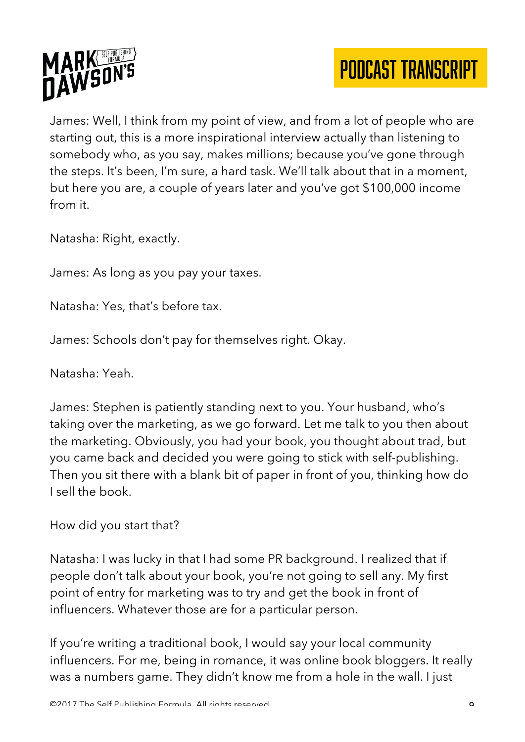James: Well, I think from my point of view, and from a lot of people who are starting out, this is a more inspirational interview actually than listening to somebody who, as you say, makes millions; because you've gone through the steps. It's been, I'm sure, a hard task. We'll talk about that in a moment, but here you are, a couple of years later and you've got $100,000 income from it.

Natasha: Right, exactly.

James: As long as you pay your taxes.

Natasha: Yes, that's before tax.

James: Schools don't pay for themselves right. Okay.

Natasha: Yeah.

James: Stephen is patiently standing next to you. Your husband, who's taking over the marketing, as we go forward. Let me talk to you then about the marketing. Obviously, you had your book, you thought about trad, but you came back and decided you were going to stick with self-publishing. Then you sit there with a blank bit of paper in front of you, thinking how do I sell the book.

How did you start that?

Natasha: I was lucky in that I had some PR background. I realized that if people don't talk about your book, you're not going to sell any. My first point of entry for marketing was to try and get the book in front of influencers. Whatever those are for a particular person.

If you're writing a traditional book, I would say your local community influencers. For me, being in romance, it was online book bloggers. It really was a numbers game. They didn't know me from a hole in the wall. I just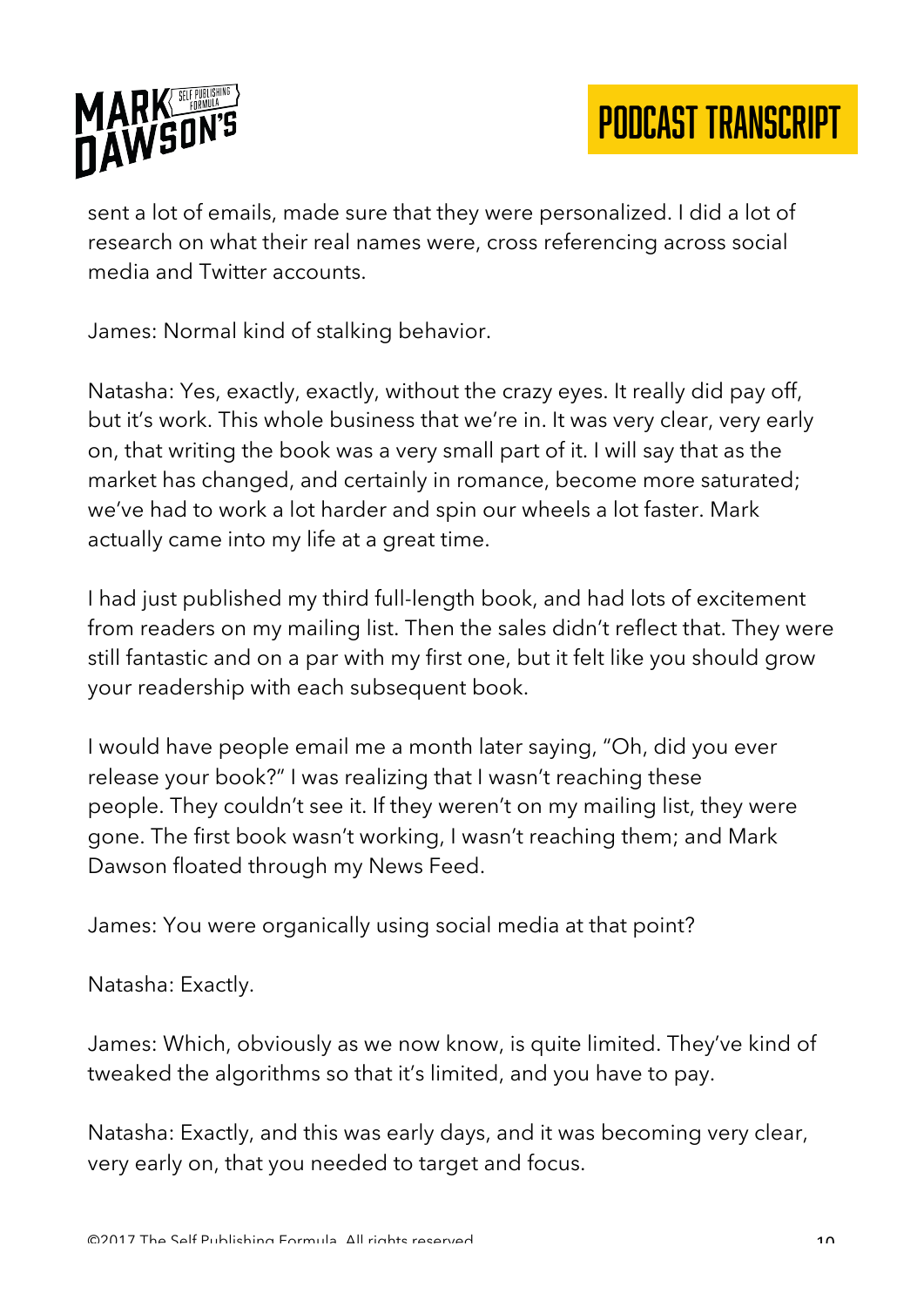sent a lot of emails, made sure that they were personalized. I did a lot of research on what their real names were, cross referencing across social media and Twitter accounts.

James: Normal kind of stalking behavior.

Natasha: Yes, exactly, exactly, without the crazy eyes. It really did pay off, but it's work. This whole business that we're in. It was very clear, very early on, that writing the book was a very small part of it. I will say that as the market has changed, and certainly in romance, become more saturated; we've had to work a lot harder and spin our wheels a lot faster. Mark actually came into my life at a great time.

I had just published my third full-length book, and had lots of excitement from readers on my mailing list. Then the sales didn't reflect that. They were still fantastic and on a par with my first one, but it felt like you should grow your readership with each subsequent book.

I would have people email me a month later saying, "Oh, did you ever release your book?" I was realizing that I wasn't reaching these people. They couldn't see it. If they weren't on my mailing list, they were gone. The first book wasn't working, I wasn't reaching them; and Mark Dawson floated through my News Feed.

James: You were organically using social media at that point?

Natasha: Exactly.

James: Which, obviously as we now know, is quite limited. They've kind of tweaked the algorithms so that it's limited, and you have to pay.

Natasha: Exactly, and this was early days, and it was becoming very clear, very early on, that you needed to target and focus.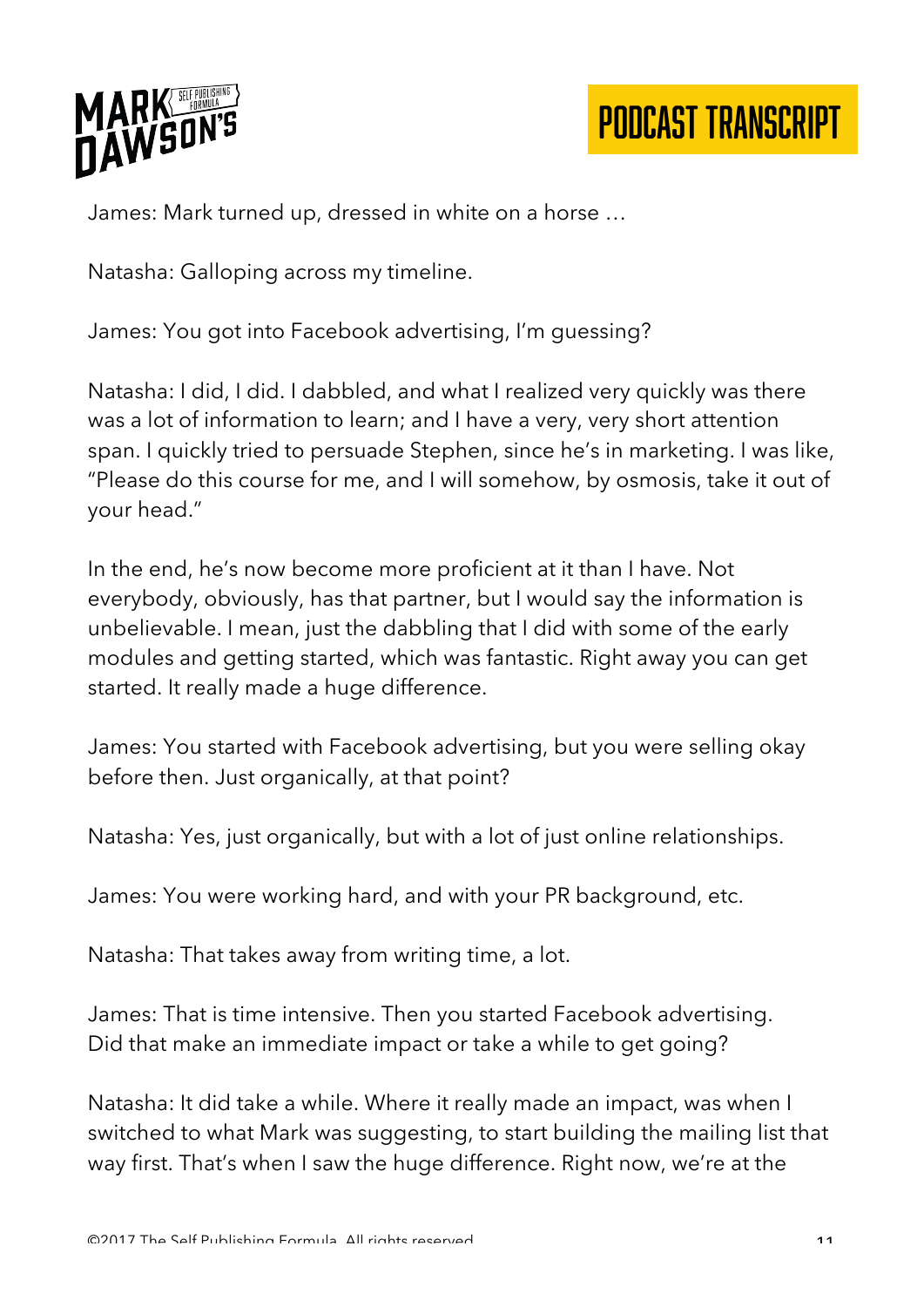James: Mark turned up, dressed in white on a horse …

Natasha: Galloping across my timeline.

James: You got into Facebook advertising, I'm guessing?

Natasha: I did, I did. I dabbled, and what I realized very quickly was there was a lot of information to learn; and I have a very, very short attention span. I quickly tried to persuade Stephen, since he's in marketing. I was like, "Please do this course for me, and I will somehow, by osmosis, take it out of your head."

In the end, he's now become more proficient at it than I have. Not everybody, obviously, has that partner, but I would say the information is unbelievable. I mean, just the dabbling that I did with some of the early modules and getting started, which was fantastic. Right away you can get started. It really made a huge difference.

James: You started with Facebook advertising, but you were selling okay before then. Just organically, at that point?

Natasha: Yes, just organically, but with a lot of just online relationships.

James: You were working hard, and with your PR background, etc.

Natasha: That takes away from writing time, a lot.

James: That is time intensive. Then you started Facebook advertising. Did that make an immediate impact or take a while to get going?

Natasha: It did take a while. Where it really made an impact, was when I switched to what Mark was suggesting, to start building the mailing list that way first. That's when I saw the huge difference. Right now, we're at the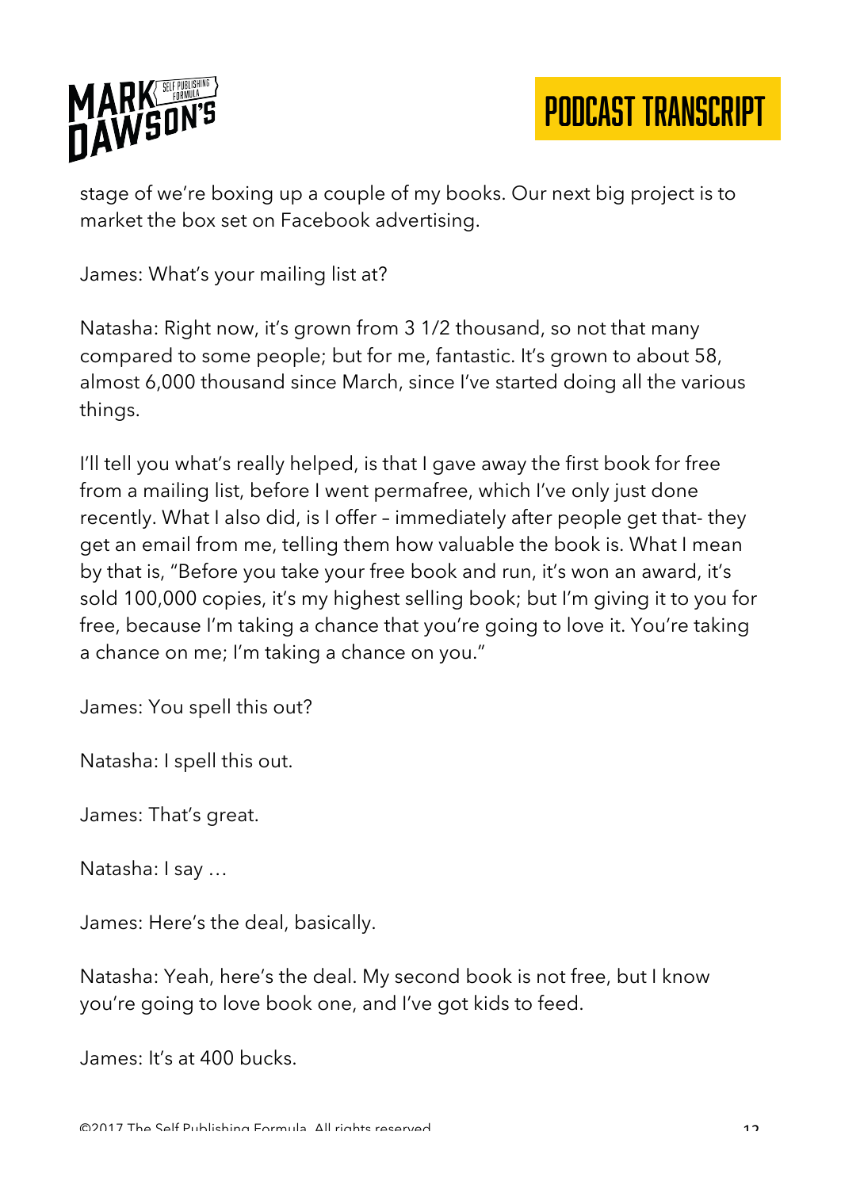stage of we're boxing up a couple of my books. Our next big project is to market the box set on Facebook advertising.

James: What's your mailing list at?

Natasha: Right now, it's grown from 3 1/2 thousand, so not that many compared to some people; but for me, fantastic. It's grown to about 58, almost 6,000 thousand since March, since I've started doing all the various things.

I'll tell you what's really helped, is that I gave away the first book for free from a mailing list, before I went permafree, which I've only just done recently. What I also did, is I offer – immediately after people get that- they get an email from me, telling them how valuable the book is. What I mean by that is, "Before you take your free book and run, it's won an award, it's sold 100,000 copies, it's my highest selling book; but I'm giving it to you for free, because I'm taking a chance that you're going to love it. You're taking a chance on me; I'm taking a chance on you."

James: You spell this out?

Natasha: I spell this out.

James: That's great.

Natasha: I say …

James: Here's the deal, basically.

Natasha: Yeah, here's the deal. My second book is not free, but I know you're going to love book one, and I've got kids to feed.

James: It's at 400 bucks.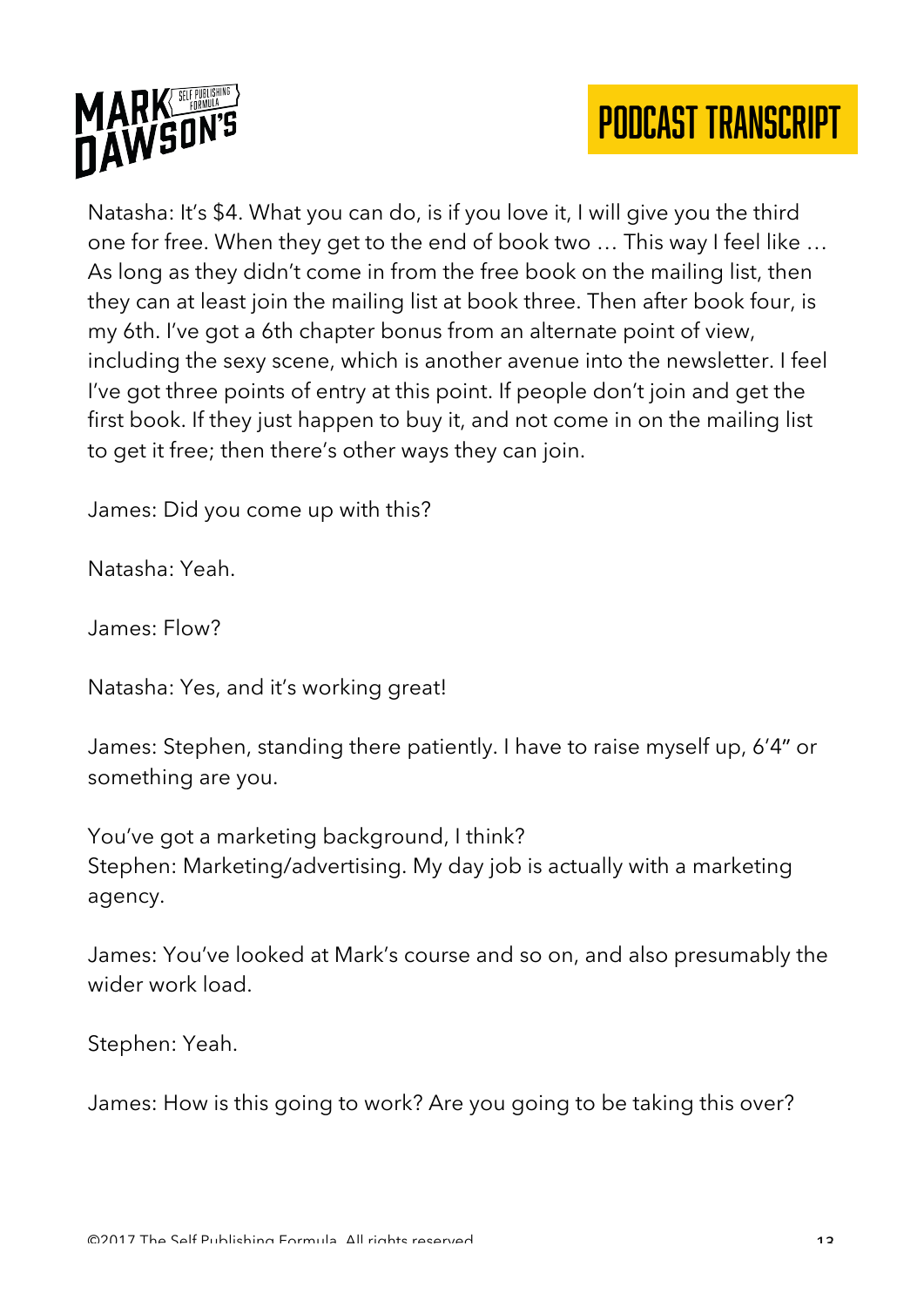Natasha: It's $4. What you can do, is if you love it, I will give you the third one for free. When they get to the end of book two … This way I feel like … As long as they didn't come in from the free book on the mailing list, then they can at least join the mailing list at book three. Then after book four, is my 6th. I've got a 6th chapter bonus from an alternate point of view, including the sexy scene, which is another avenue into the newsletter. I feel I've got three points of entry at this point. If people don't join and get the first book. If they just happen to buy it, and not come in on the mailing list to get it free; then there's other ways they can join.

James: Did you come up with this?

Natasha: Yeah.

James: Flow?

Natasha: Yes, and it's working great!

James: Stephen, standing there patiently. I have to raise myself up, 6'4" or something are you.

You've got a marketing background, I think?
Stephen: Marketing/advertising. My day job is actually with a marketing agency.

James: You've looked at Mark's course and so on, and also presumably the wider work load.

Stephen: Yeah.

James: How is this going to work? Are you going to be taking this over?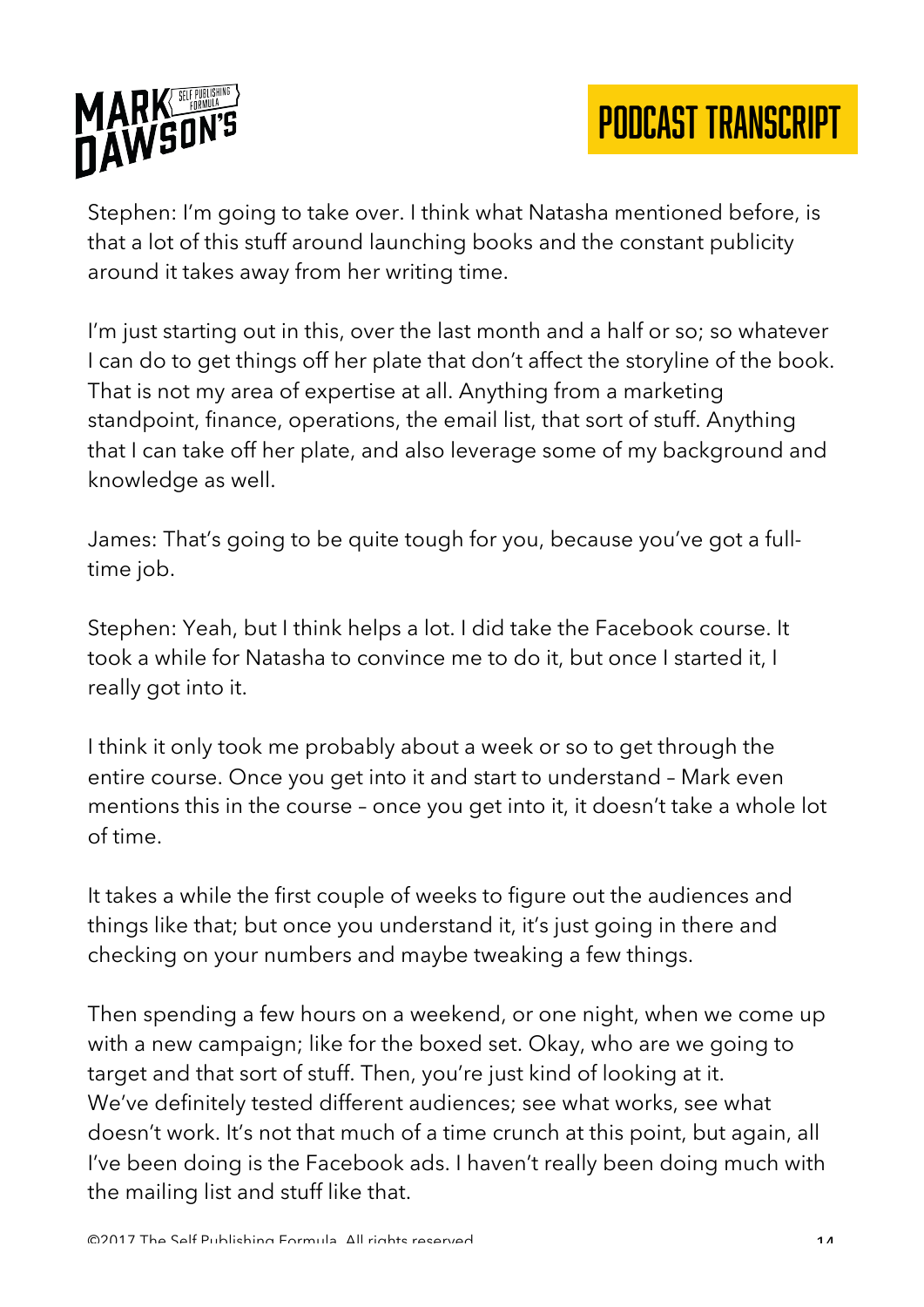Stephen: I'm going to take over. I think what Natasha mentioned before, is that a lot of this stuff around launching books and the constant publicity around it takes away from her writing time.

I'm just starting out in this, over the last month and a half or so; so whatever I can do to get things off her plate that don't affect the storyline of the book. That is not my area of expertise at all. Anything from a marketing standpoint, finance, operations, the email list, that sort of stuff. Anything that I can take off her plate, and also leverage some of my background and knowledge as well.

James: That's going to be quite tough for you, because you've got a full-time job.

Stephen: Yeah, but I think helps a lot. I did take the Facebook course. It took a while for Natasha to convince me to do it, but once I started it, I really got into it.

I think it only took me probably about a week or so to get through the entire course. Once you get into it and start to understand – Mark even mentions this in the course – once you get into it, it doesn't take a whole lot of time.

It takes a while the first couple of weeks to figure out the audiences and things like that; but once you understand it, it's just going in there and checking on your numbers and maybe tweaking a few things.

Then spending a few hours on a weekend, or one night, when we come up with a new campaign; like for the boxed set. Okay, who are we going to target and that sort of stuff. Then, you're just kind of looking at it. We've definitely tested different audiences; see what works, see what doesn't work. It's not that much of a time crunch at this point, but again, all I've been doing is the Facebook ads. I haven't really been doing much with the mailing list and stuff like that.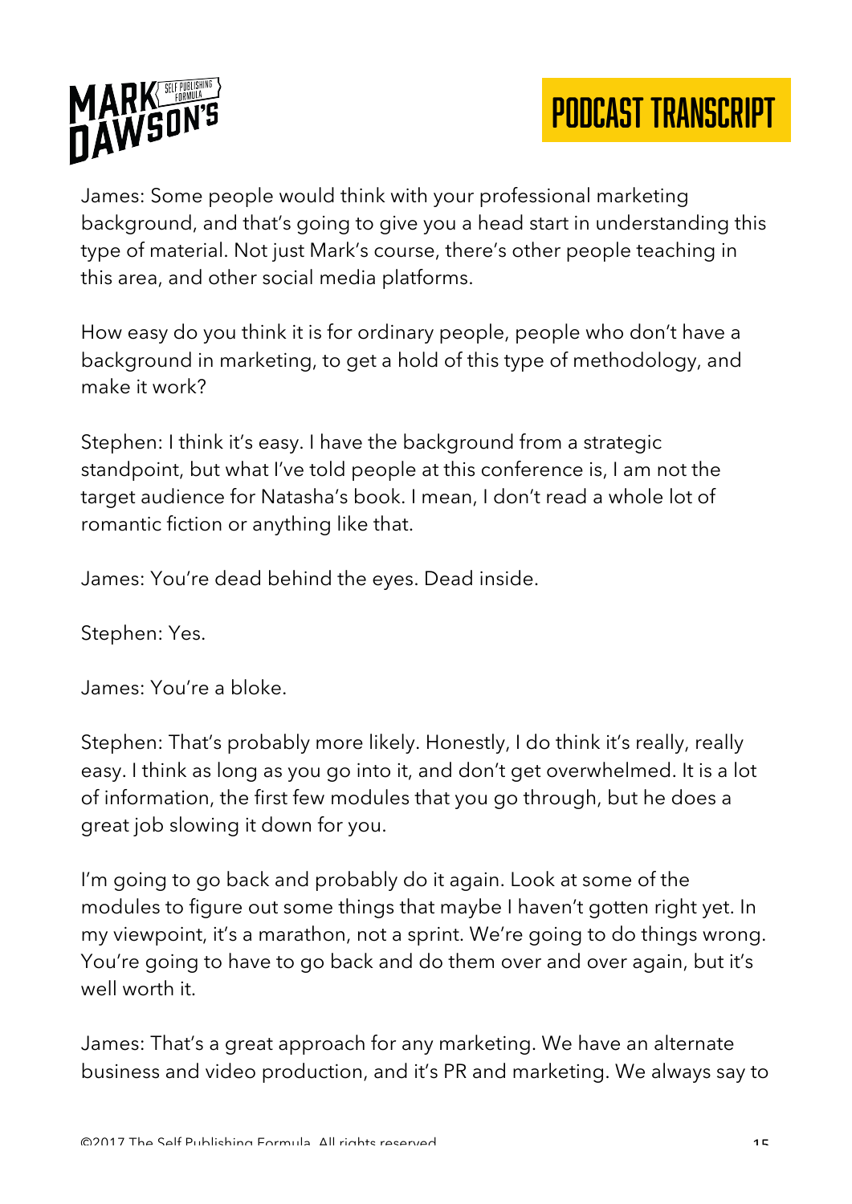James: Some people would think with your professional marketing background, and that's going to give you a head start in understanding this type of material. Not just Mark's course, there's other people teaching in this area, and other social media platforms.

How easy do you think it is for ordinary people, people who don't have a background in marketing, to get a hold of this type of methodology, and make it work?

Stephen: I think it's easy. I have the background from a strategic standpoint, but what I've told people at this conference is, I am not the target audience for Natasha's book. I mean, I don't read a whole lot of romantic fiction or anything like that.

James: You're dead behind the eyes. Dead inside.

Stephen: Yes.

James: You're a bloke.

Stephen: That's probably more likely. Honestly, I do think it's really, really easy. I think as long as you go into it, and don't get overwhelmed. It is a lot of information, the first few modules that you go through, but he does a great job slowing it down for you.

I'm going to go back and probably do it again. Look at some of the modules to figure out some things that maybe I haven't gotten right yet. In my viewpoint, it's a marathon, not a sprint. We're going to do things wrong. You're going to have to go back and do them over and over again, but it's well worth it.

James: That's a great approach for any marketing. We have an alternate business and video production, and it's PR and marketing. We always say to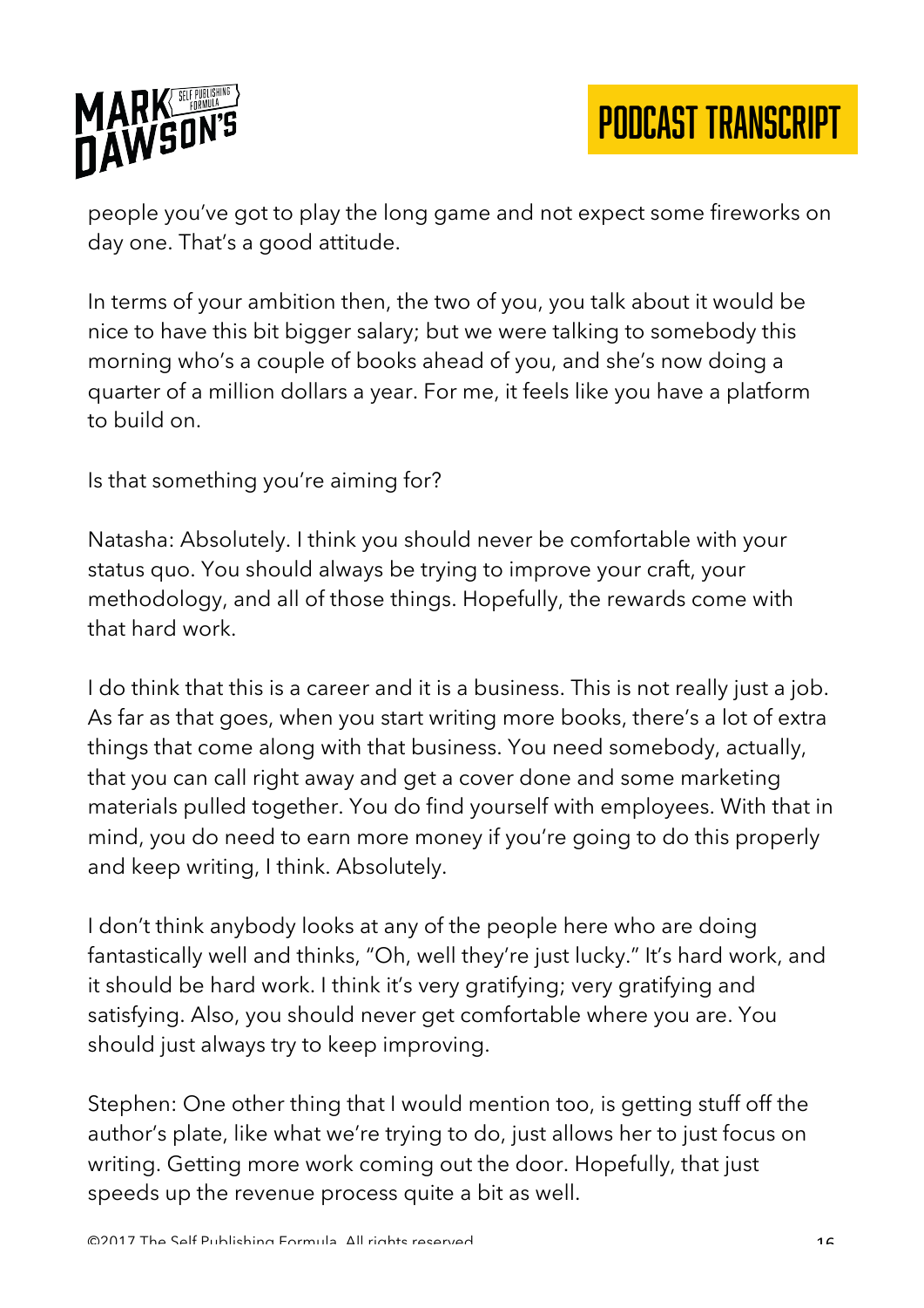people you've got to play the long game and not expect some fireworks on day one. That's a good attitude.

In terms of your ambition then, the two of you, you talk about it would be nice to have this bit bigger salary; but we were talking to somebody this morning who's a couple of books ahead of you, and she's now doing a quarter of a million dollars a year. For me, it feels like you have a platform to build on.

Is that something you're aiming for?

Natasha: Absolutely. I think you should never be comfortable with your status quo. You should always be trying to improve your craft, your methodology, and all of those things. Hopefully, the rewards come with that hard work.

I do think that this is a career and it is a business. This is not really just a job. As far as that goes, when you start writing more books, there's a lot of extra things that come along with that business. You need somebody, actually, that you can call right away and get a cover done and some marketing materials pulled together. You do find yourself with employees. With that in mind, you do need to earn more money if you're going to do this properly and keep writing, I think. Absolutely.

I don't think anybody looks at any of the people here who are doing fantastically well and thinks, "Oh, well they're just lucky." It's hard work, and it should be hard work. I think it's very gratifying; very gratifying and satisfying. Also, you should never get comfortable where you are. You should just always try to keep improving.

Stephen: One other thing that I would mention too, is getting stuff off the author's plate, like what we're trying to do, just allows her to just focus on writing. Getting more work coming out the door. Hopefully, that just speeds up the revenue process quite a bit as well.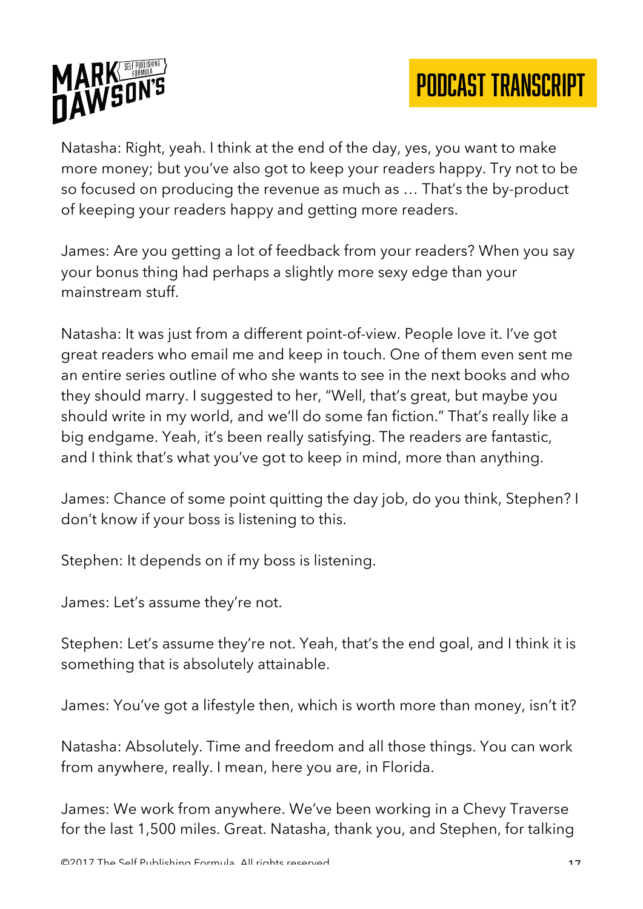Natasha: Right, yeah. I think at the end of the day, yes, you want to make more money; but you've also got to keep your readers happy. Try not to be so focused on producing the revenue as much as … That's the by-product of keeping your readers happy and getting more readers.

James: Are you getting a lot of feedback from your readers? When you say your bonus thing had perhaps a slightly more sexy edge than your mainstream stuff.

Natasha: It was just from a different point-of-view. People love it. I've got great readers who email me and keep in touch. One of them even sent me an entire series outline of who she wants to see in the next books and who they should marry. I suggested to her, "Well, that's great, but maybe you should write in my world, and we'll do some fan fiction." That's really like a big endgame. Yeah, it's been really satisfying. The readers are fantastic, and I think that's what you've got to keep in mind, more than anything.

James: Chance of some point quitting the day job, do you think, Stephen? I don't know if your boss is listening to this.

Stephen: It depends on if my boss is listening.

James: Let's assume they're not.

Stephen: Let's assume they're not. Yeah, that's the end goal, and I think it is something that is absolutely attainable.

James: You've got a lifestyle then, which is worth more than money, isn't it?

Natasha: Absolutely. Time and freedom and all those things. You can work from anywhere, really. I mean, here you are, in Florida.

James: We work from anywhere. We've been working in a Chevy Traverse for the last 1,500 miles. Great. Natasha, thank you, and Stephen, for talking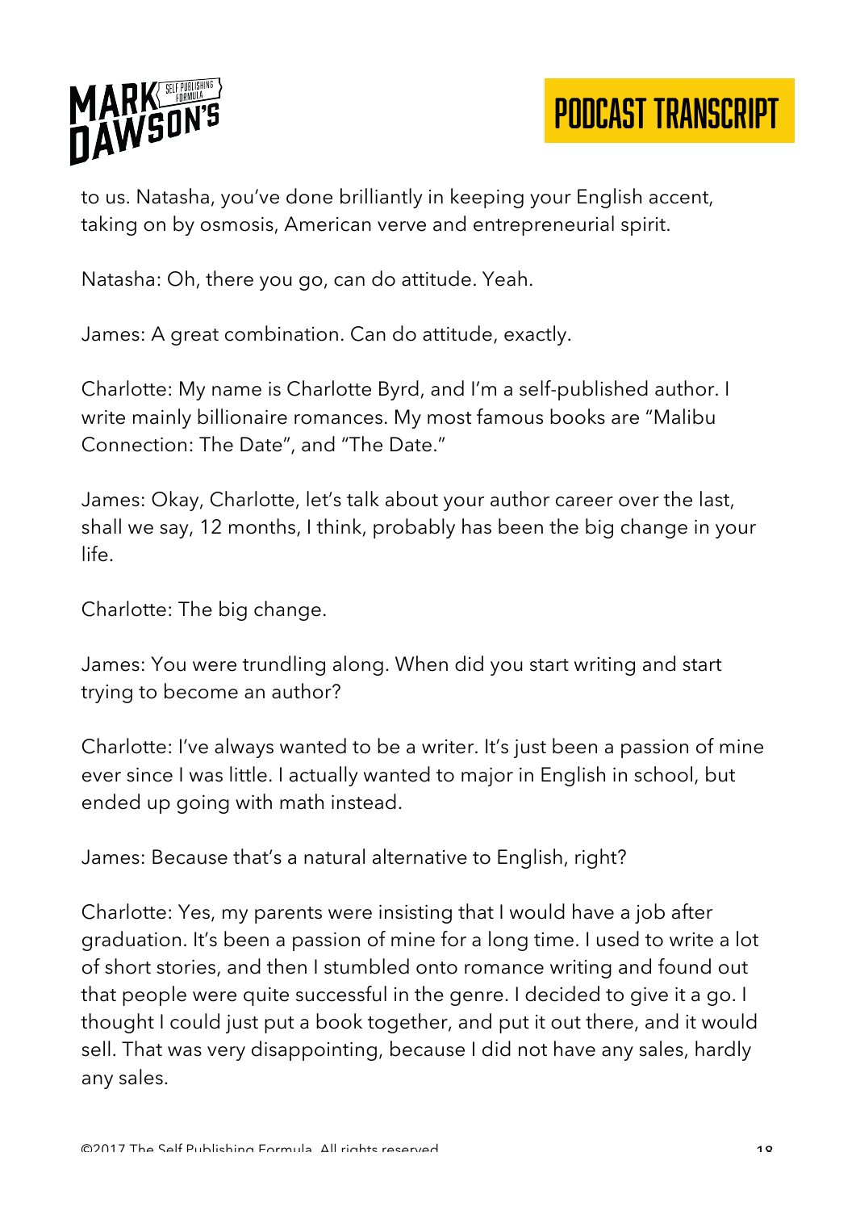to us. Natasha, you've done brilliantly in keeping your English accent, taking on by osmosis, American verve and entrepreneurial spirit.

Natasha: Oh, there you go, can do attitude. Yeah.

James: A great combination. Can do attitude, exactly.

Charlotte: My name is Charlotte Byrd, and I'm a self-published author. I write mainly billionaire romances. My most famous books are "Malibu Connection: The Date", and "The Date."

James: Okay, Charlotte, let's talk about your author career over the last, shall we say, 12 months, I think, probably has been the big change in your life.

Charlotte: The big change.

James: You were trundling along. When did you start writing and start trying to become an author?

Charlotte: I've always wanted to be a writer. It's just been a passion of mine ever since I was little. I actually wanted to major in English in school, but ended up going with math instead.

James: Because that's a natural alternative to English, right?

Charlotte: Yes, my parents were insisting that I would have a job after graduation. It's been a passion of mine for a long time. I used to write a lot of short stories, and then I stumbled onto romance writing and found out that people were quite successful in the genre. I decided to give it a go. I thought I could just put a book together, and put it out there, and it would sell. That was very disappointing, because I did not have any sales, hardly any sales.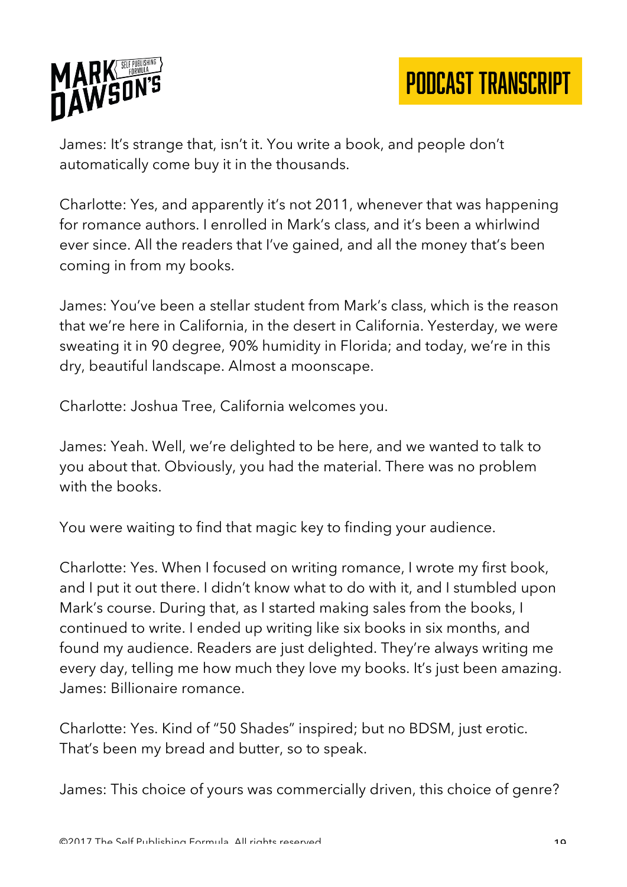James: It's strange that, isn't it. You write a book, and people don't automatically come buy it in the thousands.

Charlotte: Yes, and apparently it's not 2011, whenever that was happening for romance authors. I enrolled in Mark's class, and it's been a whirlwind ever since. All the readers that I've gained, and all the money that's been coming in from my books.

James: You've been a stellar student from Mark's class, which is the reason that we're here in California, in the desert in California. Yesterday, we were sweating it in 90 degree, 90% humidity in Florida; and today, we're in this dry, beautiful landscape. Almost a moonscape.

Charlotte: Joshua Tree, California welcomes you.

James: Yeah. Well, we're delighted to be here, and we wanted to talk to you about that. Obviously, you had the material. There was no problem with the books.

You were waiting to find that magic key to finding your audience.

Charlotte: Yes. When I focused on writing romance, I wrote my first book, and I put it out there. I didn't know what to do with it, and I stumbled upon Mark's course. During that, as I started making sales from the books, I continued to write. I ended up writing like six books in six months, and found my audience. Readers are just delighted. They're always writing me every day, telling me how much they love my books. It's just been amazing.
James: Billionaire romance.

Charlotte: Yes. Kind of "50 Shades" inspired; but no BDSM, just erotic. That's been my bread and butter, so to speak.

James: This choice of yours was commercially driven, this choice of genre?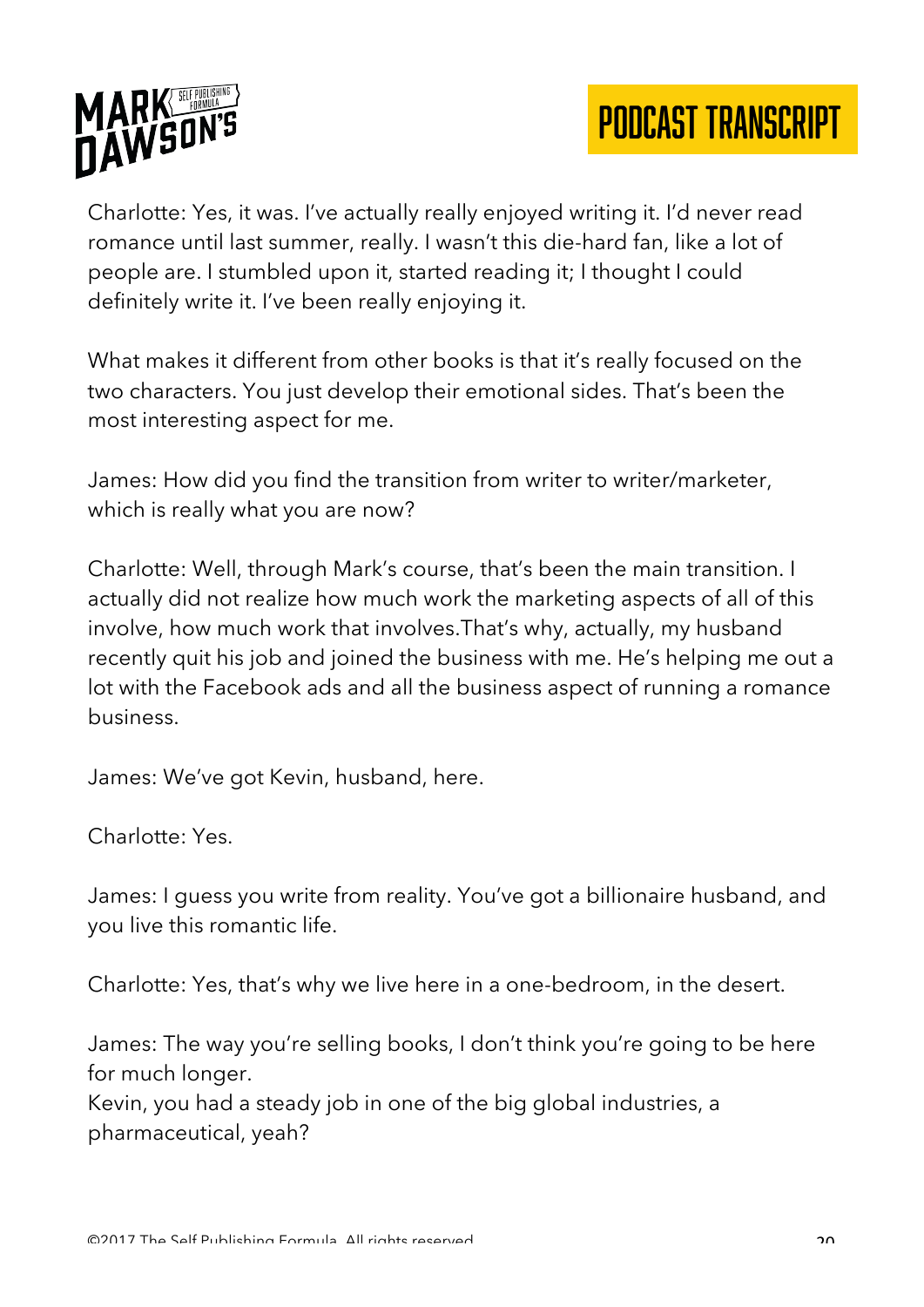Charlotte: Yes, it was. I've actually really enjoyed writing it. I'd never read romance until last summer, really. I wasn't this die-hard fan, like a lot of people are. I stumbled upon it, started reading it; I thought I could definitely write it. I've been really enjoying it.

What makes it different from other books is that it's really focused on the two characters. You just develop their emotional sides. That's been the most interesting aspect for me.

James: How did you find the transition from writer to writer/marketer, which is really what you are now?

Charlotte: Well, through Mark's course, that's been the main transition. I actually did not realize how much work the marketing aspects of all of this involve, how much work that involves.That's why, actually, my husband recently quit his job and joined the business with me. He's helping me out a lot with the Facebook ads and all the business aspect of running a romance business.

James: We've got Kevin, husband, here.

Charlotte: Yes.

James: I guess you write from reality. You've got a billionaire husband, and you live this romantic life.

Charlotte: Yes, that's why we live here in a one-bedroom, in the desert.

James: The way you're selling books, I don't think you're going to be here for much longer.
Kevin, you had a steady job in one of the big global industries, a pharmaceutical, yeah?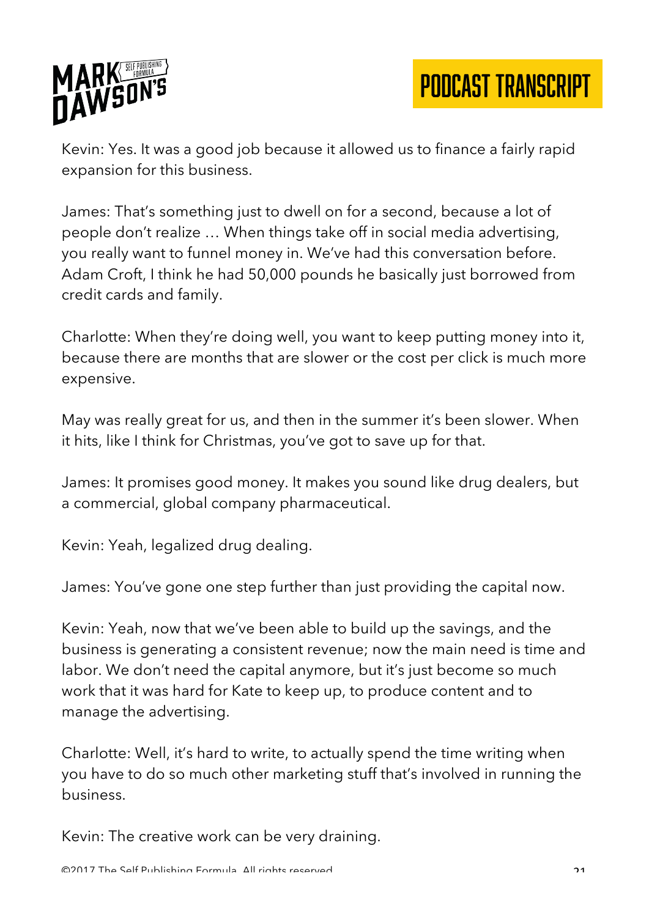Kevin: Yes. It was a good job because it allowed us to finance a fairly rapid expansion for this business.

James: That's something just to dwell on for a second, because a lot of people don't realize … When things take off in social media advertising, you really want to funnel money in. We've had this conversation before. Adam Croft, I think he had 50,000 pounds he basically just borrowed from credit cards and family.

Charlotte: When they're doing well, you want to keep putting money into it, because there are months that are slower or the cost per click is much more expensive.

May was really great for us, and then in the summer it's been slower. When it hits, like I think for Christmas, you've got to save up for that.

James: It promises good money. It makes you sound like drug dealers, but a commercial, global company pharmaceutical.

Kevin: Yeah, legalized drug dealing.

James: You've gone one step further than just providing the capital now.

Kevin: Yeah, now that we've been able to build up the savings, and the business is generating a consistent revenue; now the main need is time and labor. We don't need the capital anymore, but it's just become so much work that it was hard for Kate to keep up, to produce content and to manage the advertising.

Charlotte: Well, it's hard to write, to actually spend the time writing when you have to do so much other marketing stuff that's involved in running the business.

Kevin: The creative work can be very draining.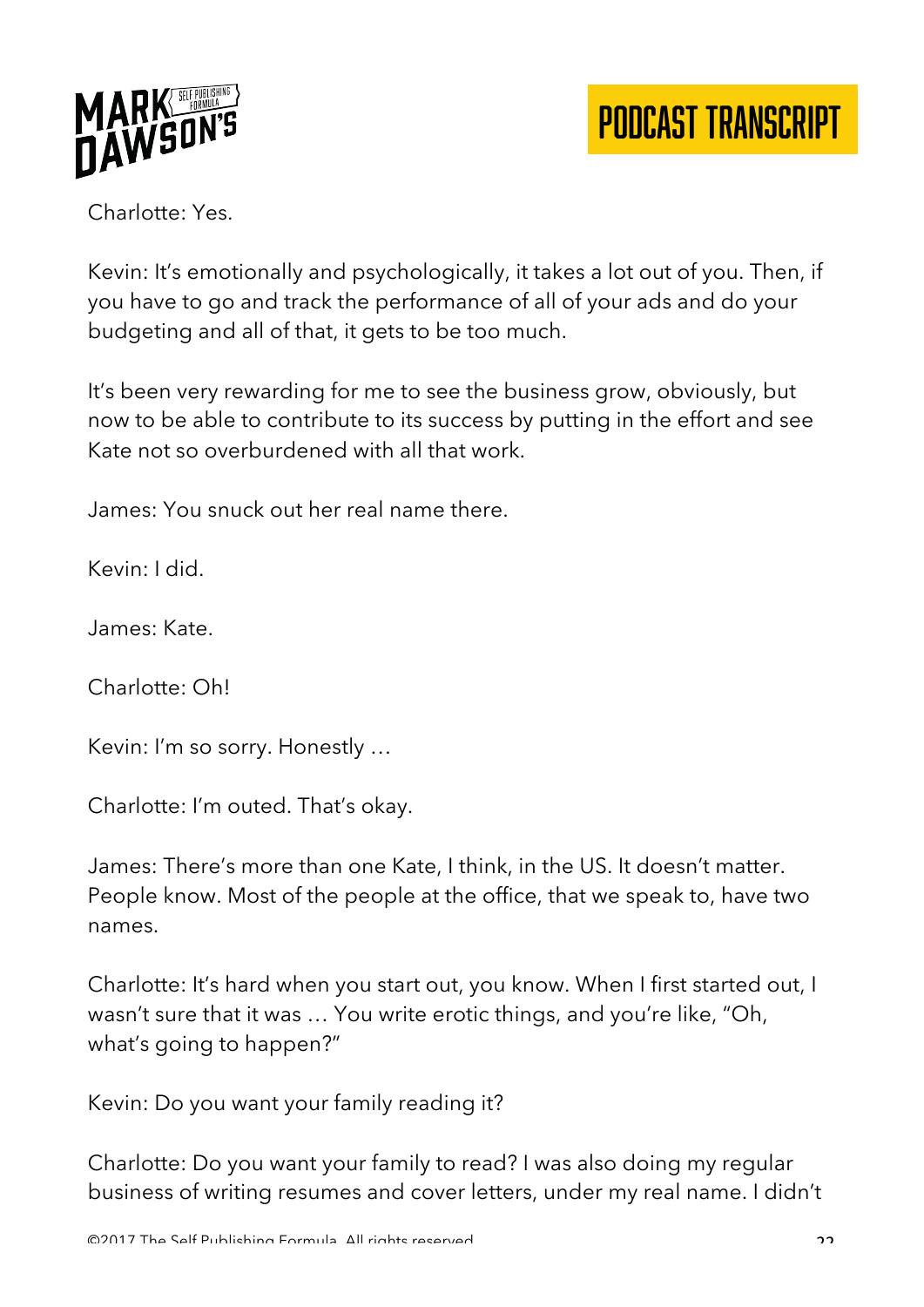Charlotte: Yes.

Kevin: It's emotionally and psychologically, it takes a lot out of you. Then, if you have to go and track the performance of all of your ads and do your budgeting and all of that, it gets to be too much.

It's been very rewarding for me to see the business grow, obviously, but now to be able to contribute to its success by putting in the effort and see Kate not so overburdened with all that work.

James: You snuck out her real name there.

Kevin: I did.

James: Kate.

Charlotte: Oh!

Kevin: I'm so sorry. Honestly …

Charlotte: I'm outed. That's okay.

James: There's more than one Kate, I think, in the US. It doesn't matter. People know. Most of the people at the office, that we speak to, have two names.

Charlotte: It's hard when you start out, you know. When I first started out, I wasn't sure that it was … You write erotic things, and you're like, "Oh, what's going to happen?"

Kevin: Do you want your family reading it?

Charlotte: Do you want your family to read? I was also doing my regular business of writing resumes and cover letters, under my real name. I didn't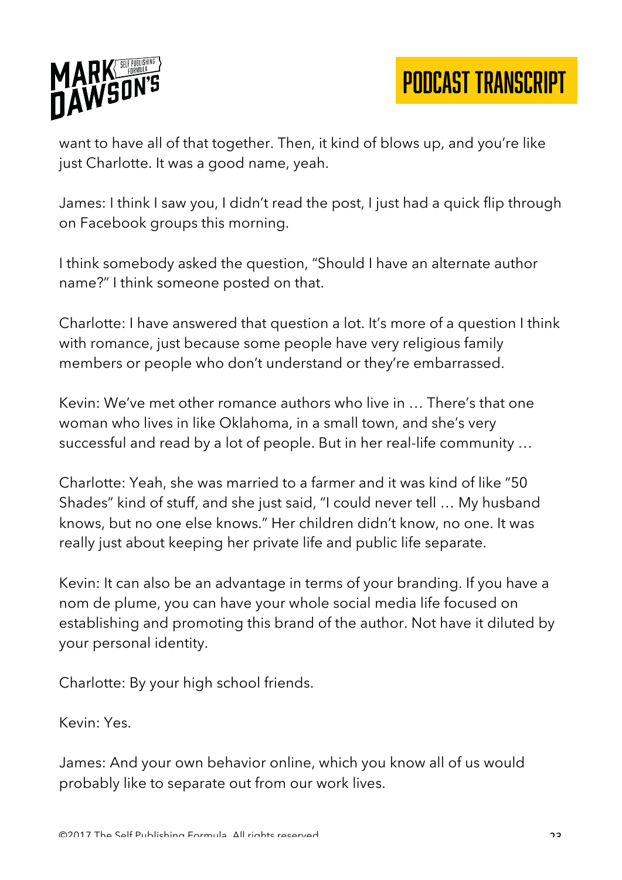want to have all of that together. Then, it kind of blows up, and you're like just Charlotte. It was a good name, yeah.

James: I think I saw you, I didn't read the post, I just had a quick flip through on Facebook groups this morning.

I think somebody asked the question, "Should I have an alternate author name?" I think someone posted on that.

Charlotte: I have answered that question a lot. It's more of a question I think with romance, just because some people have very religious family members or people who don't understand or they're embarrassed.

Kevin: We've met other romance authors who live in … There's that one woman who lives in like Oklahoma, in a small town, and she's very successful and read by a lot of people. But in her real-life community …

Charlotte: Yeah, she was married to a farmer and it was kind of like "50 Shades" kind of stuff, and she just said, "I could never tell … My husband knows, but no one else knows." Her children didn't know, no one. It was really just about keeping her private life and public life separate.

Kevin: It can also be an advantage in terms of your branding. If you have a nom de plume, you can have your whole social media life focused on establishing and promoting this brand of the author. Not have it diluted by your personal identity.

Charlotte: By your high school friends.

Kevin: Yes.

James: And your own behavior online, which you know all of us would probably like to separate out from our work lives.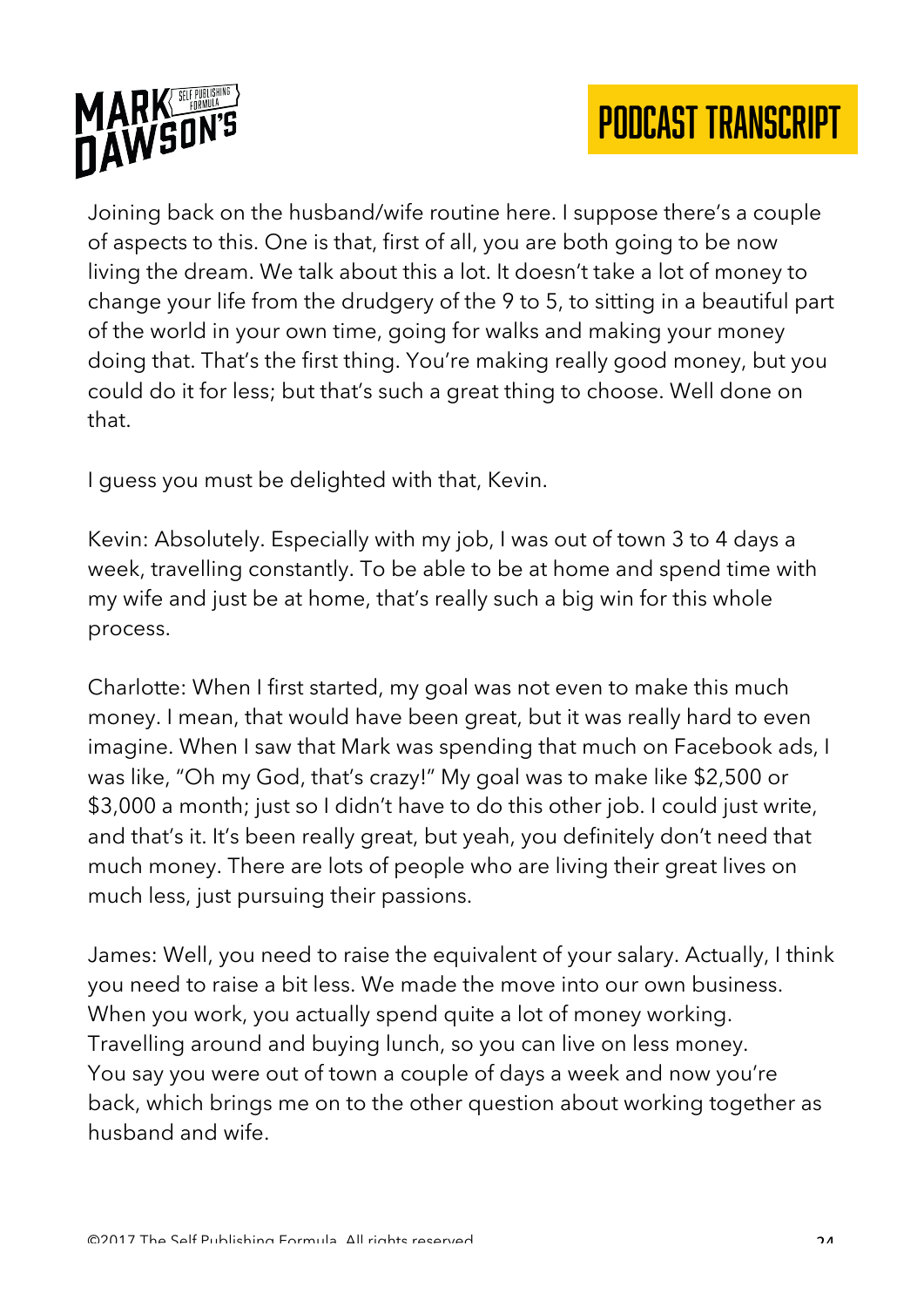Joining back on the husband/wife routine here. I suppose there's a couple of aspects to this. One is that, first of all, you are both going to be now living the dream. We talk about this a lot. It doesn't take a lot of money to change your life from the drudgery of the 9 to 5, to sitting in a beautiful part of the world in your own time, going for walks and making your money doing that. That's the first thing. You're making really good money, but you could do it for less; but that's such a great thing to choose. Well done on that.

I guess you must be delighted with that, Kevin.

Kevin: Absolutely. Especially with my job, I was out of town 3 to 4 days a week, travelling constantly. To be able to be at home and spend time with my wife and just be at home, that's really such a big win for this whole process.

Charlotte: When I first started, my goal was not even to make this much money. I mean, that would have been great, but it was really hard to even imagine. When I saw that Mark was spending that much on Facebook ads, I was like, "Oh my God, that's crazy!" My goal was to make like $2,500 or $3,000 a month; just so I didn't have to do this other job. I could just write, and that's it. It's been really great, but yeah, you definitely don't need that much money. There are lots of people who are living their great lives on much less, just pursuing their passions.

James: Well, you need to raise the equivalent of your salary. Actually, I think you need to raise a bit less. We made the move into our own business. When you work, you actually spend quite a lot of money working. Travelling around and buying lunch, so you can live on less money. You say you were out of town a couple of days a week and now you're back, which brings me on to the other question about working together as husband and wife.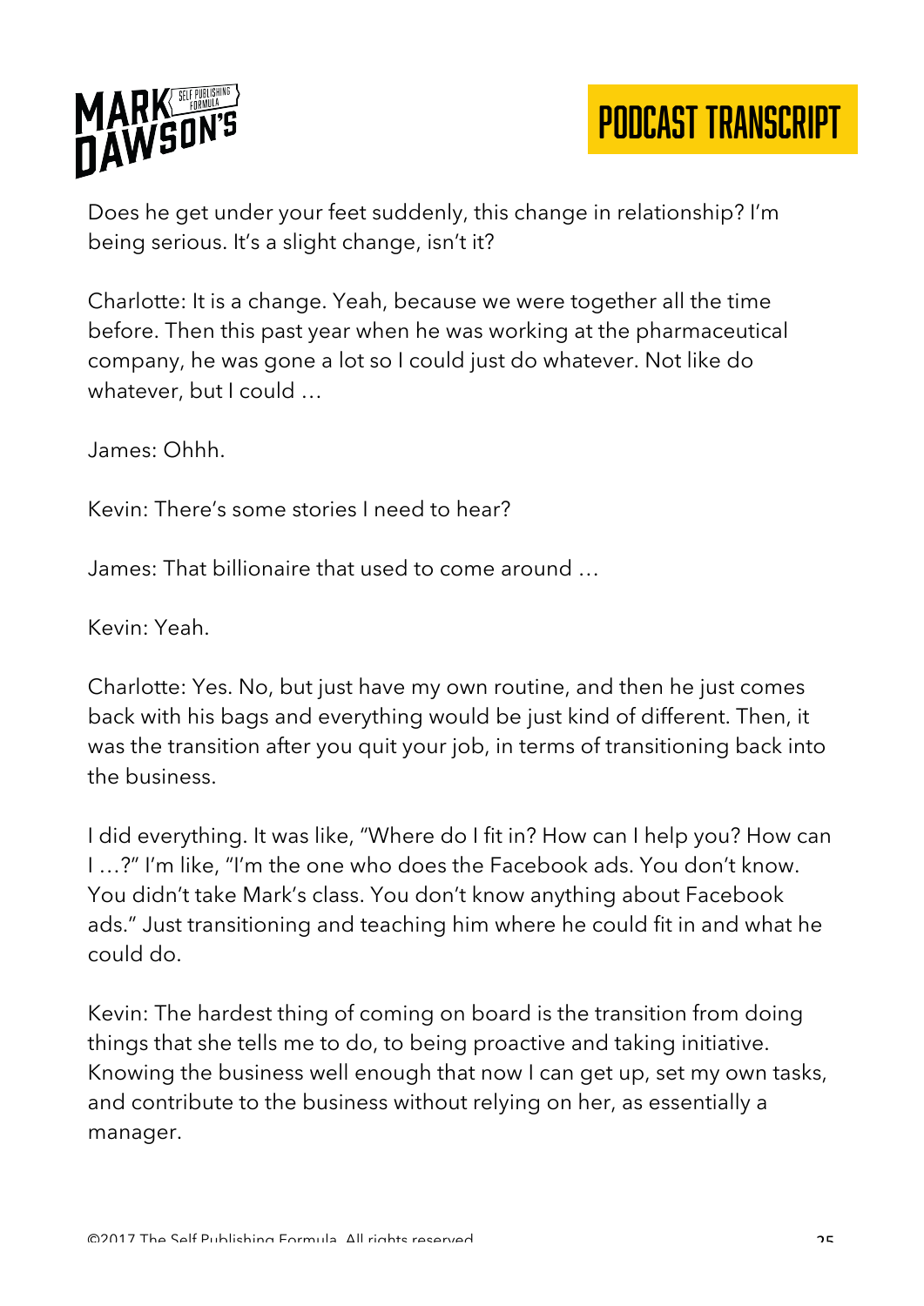Does he get under your feet suddenly, this change in relationship? I'm being serious. It's a slight change, isn't it?

Charlotte: It is a change. Yeah, because we were together all the time before. Then this past year when he was working at the pharmaceutical company, he was gone a lot so I could just do whatever. Not like do whatever, but I could …

James: Ohhh.

Kevin: There's some stories I need to hear?

James: That billionaire that used to come around …

Kevin: Yeah.

Charlotte: Yes. No, but just have my own routine, and then he just comes back with his bags and everything would be just kind of different. Then, it was the transition after you quit your job, in terms of transitioning back into the business.

I did everything. It was like, "Where do I fit in? How can I help you? How can I …?" I'm like, "I'm the one who does the Facebook ads. You don't know. You didn't take Mark's class. You don't know anything about Facebook ads." Just transitioning and teaching him where he could fit in and what he could do.

Kevin: The hardest thing of coming on board is the transition from doing things that she tells me to do, to being proactive and taking initiative. Knowing the business well enough that now I can get up, set my own tasks, and contribute to the business without relying on her, as essentially a manager.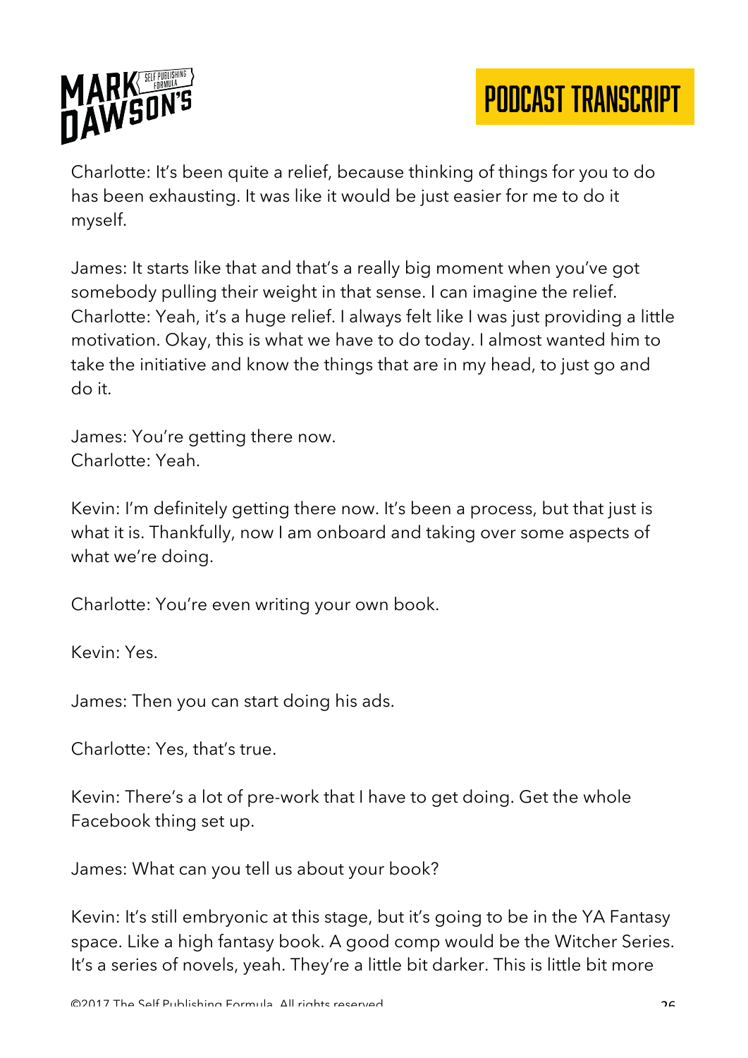Charlotte: It's been quite a relief, because thinking of things for you to do has been exhausting. It was like it would be just easier for me to do it myself.

James: It starts like that and that's a really big moment when you've got somebody pulling their weight in that sense. I can imagine the relief.
Charlotte: Yeah, it's a huge relief. I always felt like I was just providing a little motivation. Okay, this is what we have to do today. I almost wanted him to take the initiative and know the things that are in my head, to just go and do it.

James: You're getting there now.
Charlotte: Yeah.

Kevin: I'm definitely getting there now. It's been a process, but that just is what it is. Thankfully, now I am onboard and taking over some aspects of what we're doing.

Charlotte: You're even writing your own book.

Kevin: Yes.

James: Then you can start doing his ads.

Charlotte: Yes, that's true.

Kevin: There's a lot of pre-work that I have to get doing. Get the whole Facebook thing set up.

James: What can you tell us about your book?

Kevin: It's still embryonic at this stage, but it's going to be in the YA Fantasy space. Like a high fantasy book. A good comp would be the Witcher Series. It's a series of novels, yeah. They're a little bit darker. This is little bit more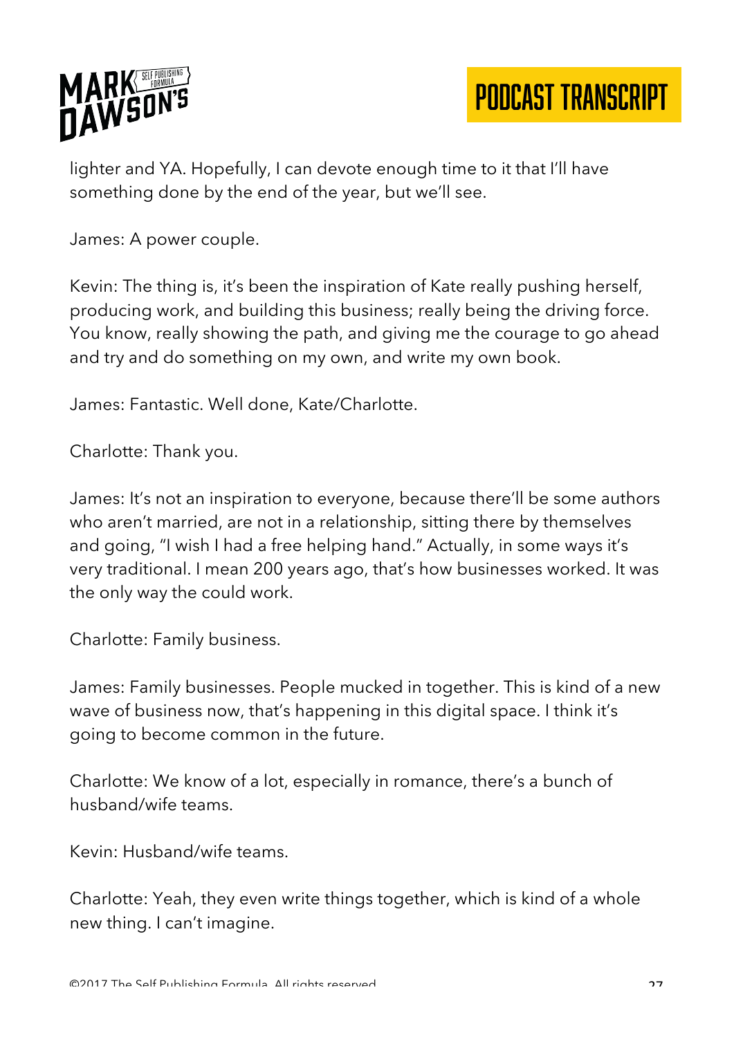lighter and YA. Hopefully, I can devote enough time to it that I'll have something done by the end of the year, but we'll see.

James: A power couple.

Kevin: The thing is, it's been the inspiration of Kate really pushing herself, producing work, and building this business; really being the driving force. You know, really showing the path, and giving me the courage to go ahead and try and do something on my own, and write my own book.

James: Fantastic. Well done, Kate/Charlotte.

Charlotte: Thank you.

James: It's not an inspiration to everyone, because there'll be some authors who aren't married, are not in a relationship, sitting there by themselves and going, "I wish I had a free helping hand." Actually, in some ways it's very traditional. I mean 200 years ago, that's how businesses worked. It was the only way the could work.

Charlotte: Family business.

James: Family businesses. People mucked in together. This is kind of a new wave of business now, that's happening in this digital space. I think it's going to become common in the future.

Charlotte: We know of a lot, especially in romance, there's a bunch of husband/wife teams.

Kevin: Husband/wife teams.

Charlotte: Yeah, they even write things together, which is kind of a whole new thing. I can't imagine.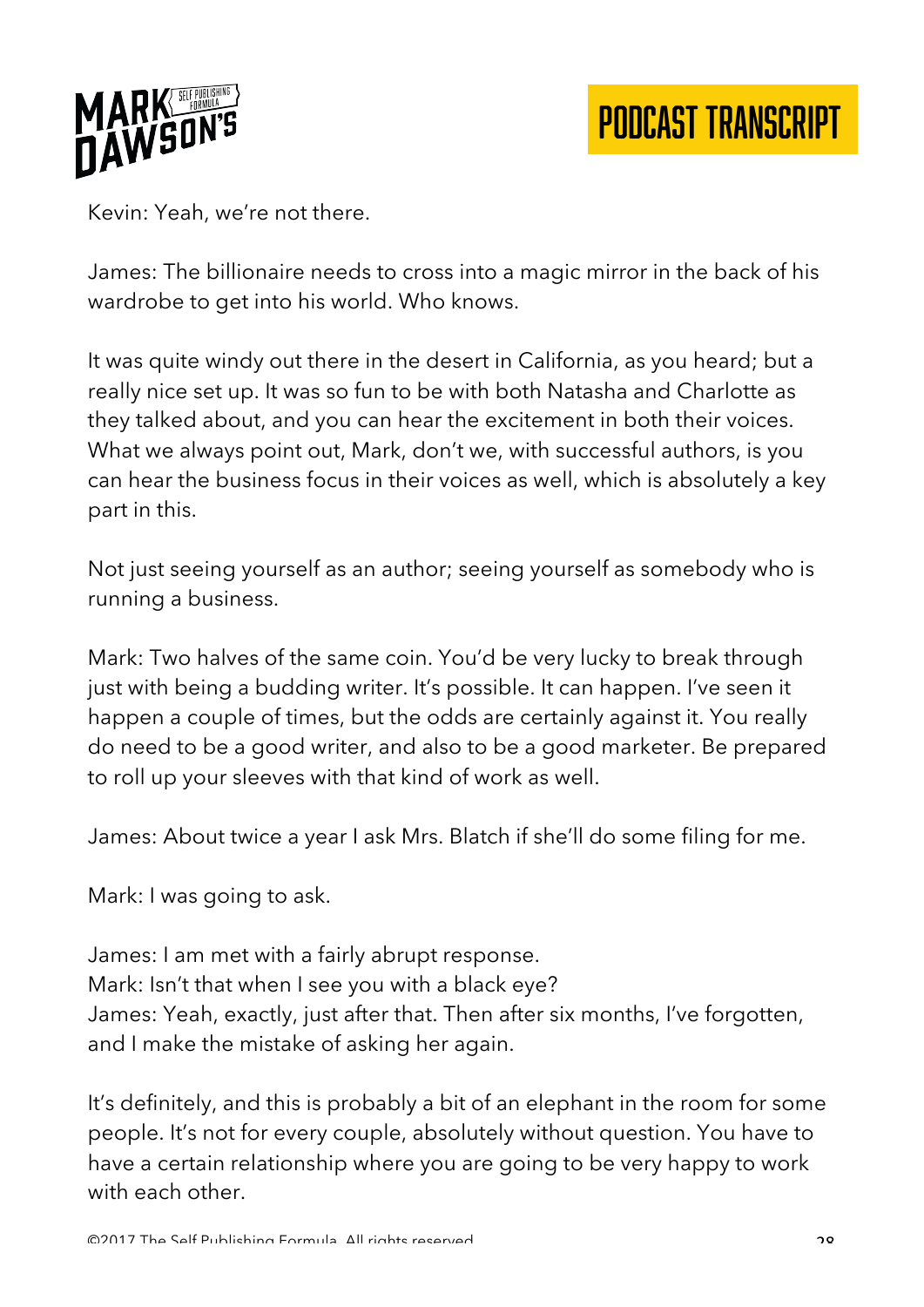Kevin: Yeah, we're not there.

James: The billionaire needs to cross into a magic mirror in the back of his wardrobe to get into his world. Who knows.

It was quite windy out there in the desert in California, as you heard; but a really nice set up. It was so fun to be with both Natasha and Charlotte as they talked about, and you can hear the excitement in both their voices. What we always point out, Mark, don't we, with successful authors, is you can hear the business focus in their voices as well, which is absolutely a key part in this.

Not just seeing yourself as an author; seeing yourself as somebody who is running a business.

Mark: Two halves of the same coin. You'd be very lucky to break through just with being a budding writer. It's possible. It can happen. I've seen it happen a couple of times, but the odds are certainly against it. You really do need to be a good writer, and also to be a good marketer. Be prepared to roll up your sleeves with that kind of work as well.

James: About twice a year I ask Mrs. Blatch if she'll do some filing for me.

Mark: I was going to ask.

James: I am met with a fairly abrupt response.
Mark: Isn't that when I see you with a black eye?
James: Yeah, exactly, just after that. Then after six months, I've forgotten, and I make the mistake of asking her again.

It's definitely, and this is probably a bit of an elephant in the room for some people. It's not for every couple, absolutely without question. You have to have a certain relationship where you are going to be very happy to work with each other.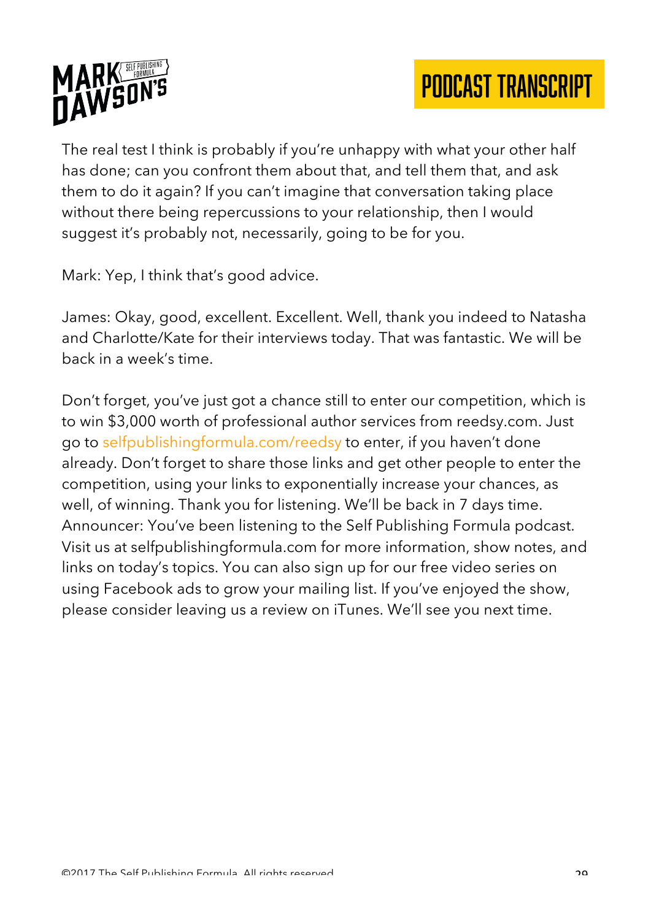The real test I think is probably if you're unhappy with what your other half has done; can you confront them about that, and tell them that, and ask them to do it again? If you can't imagine that conversation taking place without there being repercussions to your relationship, then I would suggest it's probably not, necessarily, going to be for you.

Mark: Yep, I think that's good advice.

James: Okay, good, excellent. Excellent. Well, thank you indeed to Natasha and Charlotte/Kate for their interviews today. That was fantastic. We will be back in a week's time.

Don't forget, you've just got a chance still to enter our competition, which is to win $3,000 worth of professional author services from reedsy.com. Just go to selfpublishingformula.com/reedsy to enter, if you haven't done already. Don't forget to share those links and get other people to enter the competition, using your links to exponentially increase your chances, as well, of winning. Thank you for listening. We'll be back in 7 days time.

Announcer: You've been listening to the Self Publishing Formula podcast. Visit us at selfpublishingformula.com for more information, show notes, and links on today's topics. You can also sign up for our free video series on using Facebook ads to grow your mailing list. If you've enjoyed the show, please consider leaving us a review on iTunes. We'll see you next time.